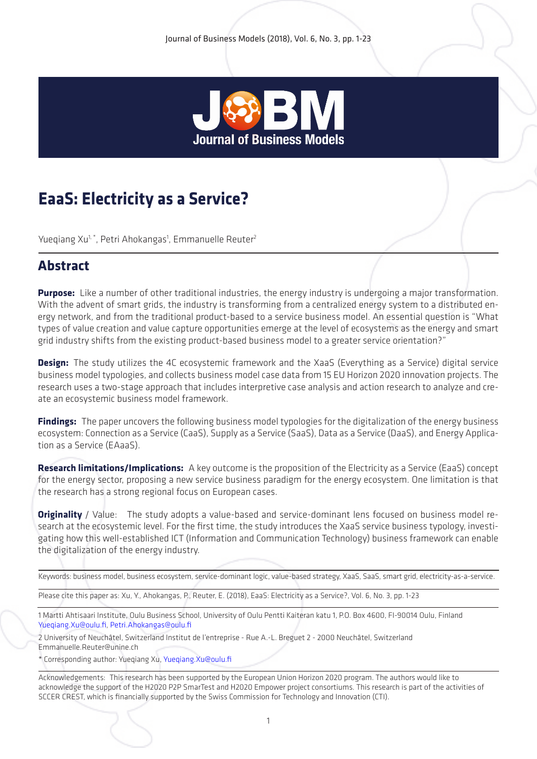# EaaS: Electricity as a Service?

Yueqiang Xu[1,*], Petri Ahokangas[1], Emmanuelle Reuter[2]

## Abstract

**Purpose:** Like a number of other traditional industries, the energy industry is undergoing a major transformation. With the advent of smart grids, the industry is transforming from a centralized energy system to a distributed energy network, and from the traditional product-based to a service business model. An essential question is "What types of value creation and value capture opportunities emerge at the level of ecosystems as the energy and smart grid industry shifts from the existing product-based business model to a greater service orientation?"

**Design:** The study utilizes the 4C ecosystemic framework and the XaaS (Everything as a Service) digital service business model typologies, and collects business model case data from 15 EU Horizon 2020 innovation projects. The research uses a two-stage approach that includes interpretive case analysis and action research to analyze and create an ecosystemic business model framework.

**Findings:** The paper uncovers the following business model typologies for the digitalization of the energy business ecosystem: Connection as a Service (CaaS), Supply as a Service (SaaS), Data as a Service (DaaS), and Energy Application as a Service (EAaaS).

**Research limitations/Implications:** A key outcome is the proposition of the Electricity as a Service (EaaS) concept for the energy sector, proposing a new service business paradigm for the energy ecosystem. One limitation is that the research has a strong regional focus on European cases.

**Originality** / Value: The study adopts a value-based and service-dominant lens focused on business model research at the ecosystemic level. For the first time, the study introduces the XaaS service business typology, investigating how this well-established ICT (Information and Communication Technology) business framework can enable the digitalization of the energy industry.

Keywords: business model, business ecosystem, service-dominant logic, value-based strategy, XaaS, SaaS, smart grid, electricity-as-a-service.

Please cite this paper as: Xu, Y., Ahokangas, P., Reuter, E. (2018), EaaS: Electricity as a Service?, Vol. 6, No. 3, pp. 1-23

1 Martti Ahtisaari Institute, Oulu Business School, University of Oulu Pentti Kaiteran katu 1, P.O. Box 4600, FI-90014 Oulu, Finland
Yueqiang.Xu@oulu.fi, Petri.Ahokangas@oulu.fi

2 University of Neuchâtel, Switzerland Institut de l'entreprise - Rue A.-L. Breguet 2 - 2000 Neuchâtel, Switzerland
Emmanuelle.Reuter@unine.ch

* Corresponding author: Yueqiang Xu, Yueqiang.Xu@oulu.fi

Acknowledgements: This research has been supported by the European Union Horizon 2020 program. The authors would like to acknowledge the support of the H2020 P2P SmarTest and H2020 Empower project consortiums. This research is part of the activities of SCCER CREST, which is financially supported by the Swiss Commission for Technology and Innovation (CTI).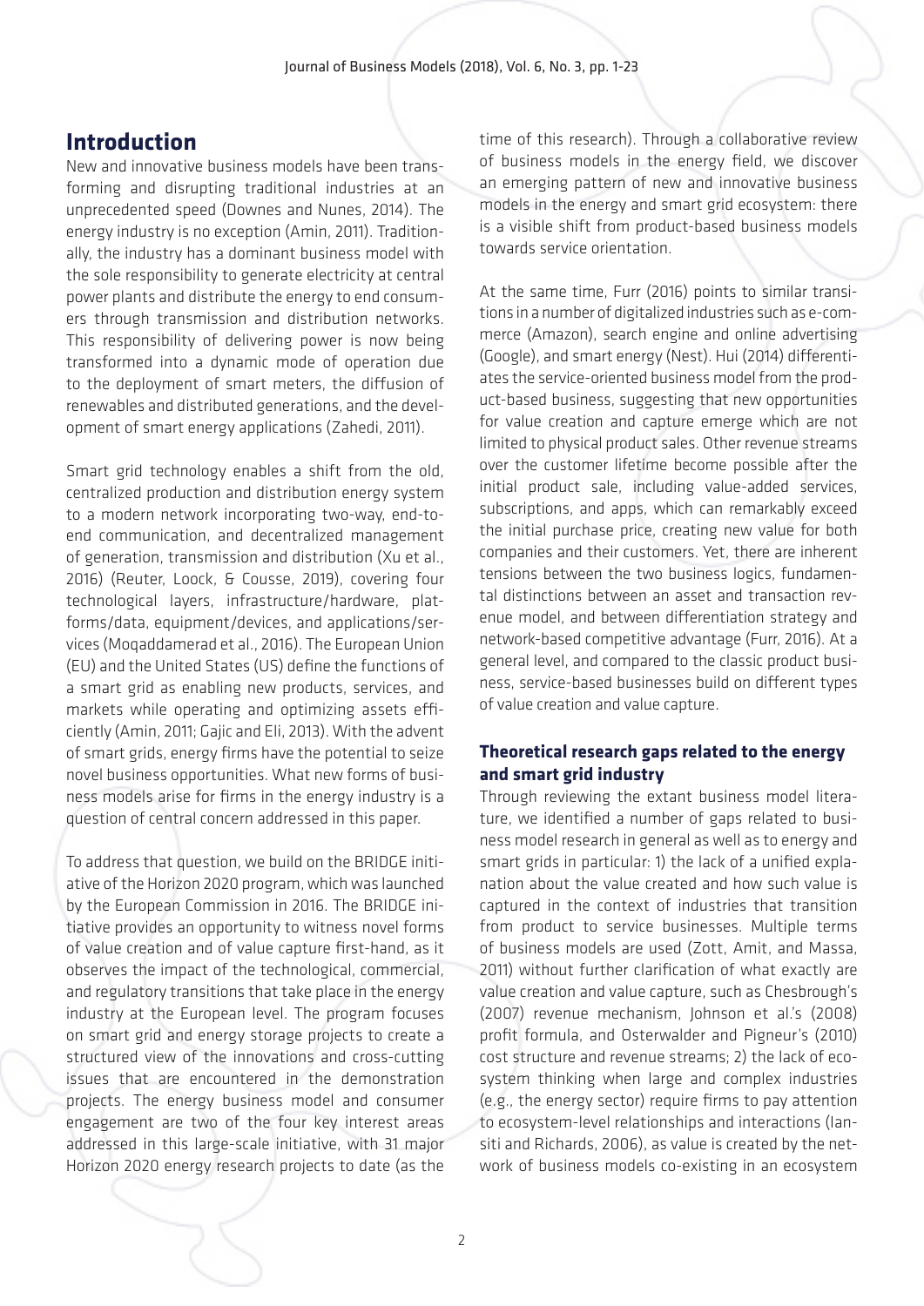## Introduction

New and innovative business models have been transforming and disrupting traditional industries at an unprecedented speed (Downes and Nunes, 2014). The energy industry is no exception (Amin, 2011). Traditionally, the industry has a dominant business model with the sole responsibility to generate electricity at central power plants and distribute the energy to end consumers through transmission and distribution networks. This responsibility of delivering power is now being transformed into a dynamic mode of operation due to the deployment of smart meters, the diffusion of renewables and distributed generations, and the development of smart energy applications (Zahedi, 2011).

Smart grid technology enables a shift from the old, centralized production and distribution energy system to a modern network incorporating two-way, end-to-end communication, and decentralized management of generation, transmission and distribution (Xu et al., 2016) (Reuter, Loock, & Cousse, 2019), covering four technological layers, infrastructure/hardware, platforms/data, equipment/devices, and applications/services (Moqaddamerad et al., 2016). The European Union (EU) and the United States (US) define the functions of a smart grid as enabling new products, services, and markets while operating and optimizing assets efficiently (Amin, 2011; Gajic and Eli, 2013). With the advent of smart grids, energy firms have the potential to seize novel business opportunities. What new forms of business models arise for firms in the energy industry is a question of central concern addressed in this paper.

To address that question, we build on the BRIDGE initiative of the Horizon 2020 program, which was launched by the European Commission in 2016. The BRIDGE initiative provides an opportunity to witness novel forms of value creation and of value capture first-hand, as it observes the impact of the technological, commercial, and regulatory transitions that take place in the energy industry at the European level. The program focuses on smart grid and energy storage projects to create a structured view of the innovations and cross-cutting issues that are encountered in the demonstration projects. The energy business model and consumer engagement are two of the four key interest areas addressed in this large-scale initiative, with 31 major Horizon 2020 energy research projects to date (as the time of this research). Through a collaborative review of business models in the energy field, we discover an emerging pattern of new and innovative business models in the energy and smart grid ecosystem: there is a visible shift from product-based business models towards service orientation.

At the same time, Furr (2016) points to similar transitions in a number of digitalized industries such as e-commerce (Amazon), search engine and online advertising (Google), and smart energy (Nest). Hui (2014) differentiates the service-oriented business model from the product-based business, suggesting that new opportunities for value creation and capture emerge which are not limited to physical product sales. Other revenue streams over the customer lifetime become possible after the initial product sale, including value-added services, subscriptions, and apps, which can remarkably exceed the initial purchase price, creating new value for both companies and their customers. Yet, there are inherent tensions between the two business logics, fundamental distinctions between an asset and transaction revenue model, and between differentiation strategy and network-based competitive advantage (Furr, 2016). At a general level, and compared to the classic product business, service-based businesses build on different types of value creation and value capture.

### Theoretical research gaps related to the energy and smart grid industry

Through reviewing the extant business model literature, we identified a number of gaps related to business model research in general as well as to energy and smart grids in particular: 1) the lack of a unified explanation about the value created and how such value is captured in the context of industries that transition from product to service businesses. Multiple terms of business models are used (Zott, Amit, and Massa, 2011) without further clarification of what exactly are value creation and value capture, such as Chesbrough's (2007) revenue mechanism, Johnson et al.'s (2008) profit formula, and Osterwalder and Pigneur's (2010) cost structure and revenue streams; 2) the lack of ecosystem thinking when large and complex industries (e.g., the energy sector) require firms to pay attention to ecosystem-level relationships and interactions (Iansiti and Richards, 2006), as value is created by the network of business models co-existing in an ecosystem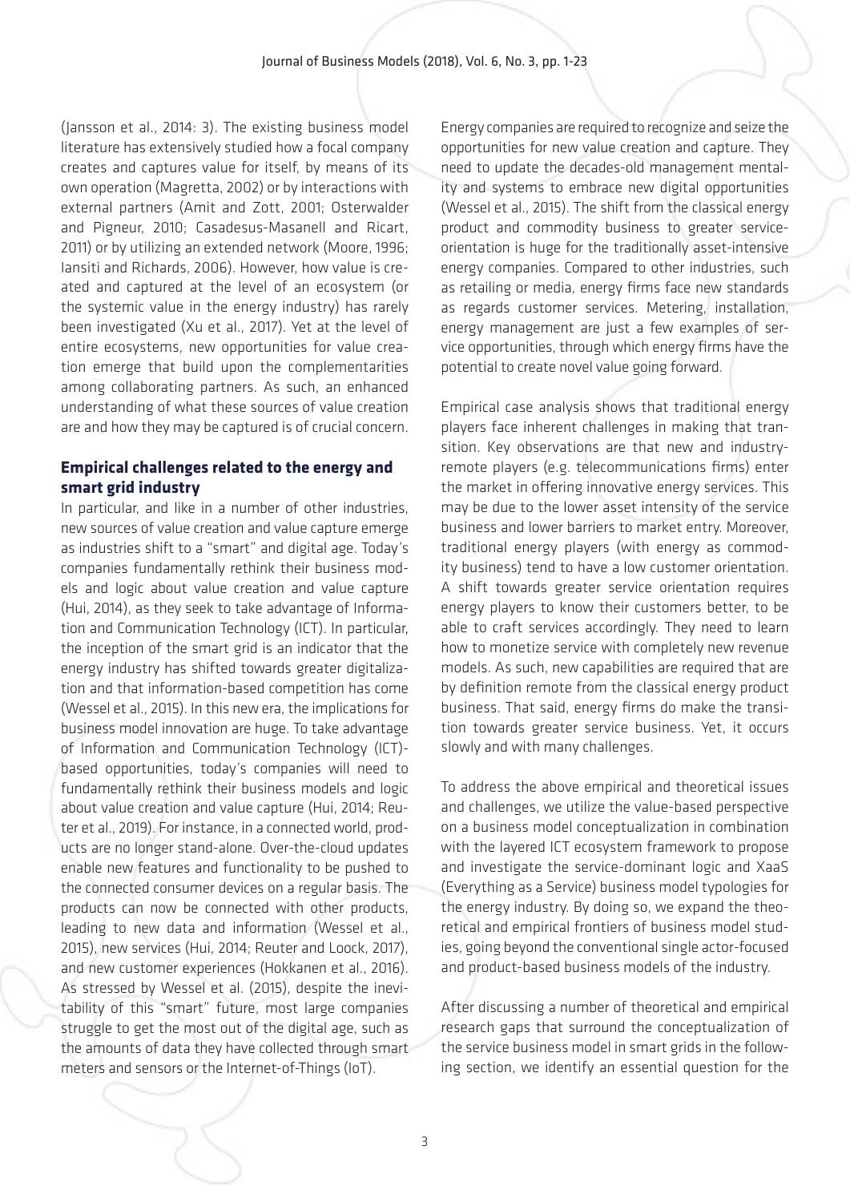(Jansson et al., 2014: 3). The existing business model literature has extensively studied how a focal company creates and captures value for itself, by means of its own operation (Magretta, 2002) or by interactions with external partners (Amit and Zott, 2001; Osterwalder and Pigneur, 2010; Casadesus-Masanell and Ricart, 2011) or by utilizing an extended network (Moore, 1996; Iansiti and Richards, 2006). However, how value is created and captured at the level of an ecosystem (or the systemic value in the energy industry) has rarely been investigated (Xu et al., 2017). Yet at the level of entire ecosystems, new opportunities for value creation emerge that build upon the complementarities among collaborating partners. As such, an enhanced understanding of what these sources of value creation are and how they may be captured is of crucial concern.

## Empirical challenges related to the energy and smart grid industry

In particular, and like in a number of other industries, new sources of value creation and value capture emerge as industries shift to a "smart" and digital age. Today's companies fundamentally rethink their business models and logic about value creation and value capture (Hui, 2014), as they seek to take advantage of Information and Communication Technology (ICT). In particular, the inception of the smart grid is an indicator that the energy industry has shifted towards greater digitalization and that information-based competition has come (Wessel et al., 2015). In this new era, the implications for business model innovation are huge. To take advantage of Information and Communication Technology (ICT)-based opportunities, today's companies will need to fundamentally rethink their business models and logic about value creation and value capture (Hui, 2014; Reuter et al., 2019). For instance, in a connected world, products are no longer stand-alone. Over-the-cloud updates enable new features and functionality to be pushed to the connected consumer devices on a regular basis. The products can now be connected with other products, leading to new data and information (Wessel et al., 2015), new services (Hui, 2014; Reuter and Loock, 2017), and new customer experiences (Hokkanen et al., 2016). As stressed by Wessel et al. (2015), despite the inevitability of this "smart" future, most large companies struggle to get the most out of the digital age, such as the amounts of data they have collected through smart meters and sensors or the Internet-of-Things (IoT).

Energy companies are required to recognize and seize the opportunities for new value creation and capture. They need to update the decades-old management mentality and systems to embrace new digital opportunities (Wessel et al., 2015). The shift from the classical energy product and commodity business to greater service-orientation is huge for the traditionally asset-intensive energy companies. Compared to other industries, such as retailing or media, energy firms face new standards as regards customer services. Metering, installation, energy management are just a few examples of service opportunities, through which energy firms have the potential to create novel value going forward.

Empirical case analysis shows that traditional energy players face inherent challenges in making that transition. Key observations are that new and industry-remote players (e.g. telecommunications firms) enter the market in offering innovative energy services. This may be due to the lower asset intensity of the service business and lower barriers to market entry. Moreover, traditional energy players (with energy as commodity business) tend to have a low customer orientation. A shift towards greater service orientation requires energy players to know their customers better, to be able to craft services accordingly. They need to learn how to monetize service with completely new revenue models. As such, new capabilities are required that are by definition remote from the classical energy product business. That said, energy firms do make the transition towards greater service business. Yet, it occurs slowly and with many challenges.

To address the above empirical and theoretical issues and challenges, we utilize the value-based perspective on a business model conceptualization in combination with the layered ICT ecosystem framework to propose and investigate the service-dominant logic and XaaS (Everything as a Service) business model typologies for the energy industry. By doing so, we expand the theoretical and empirical frontiers of business model studies, going beyond the conventional single actor-focused and product-based business models of the industry.

After discussing a number of theoretical and empirical research gaps that surround the conceptualization of the service business model in smart grids in the following section, we identify an essential question for the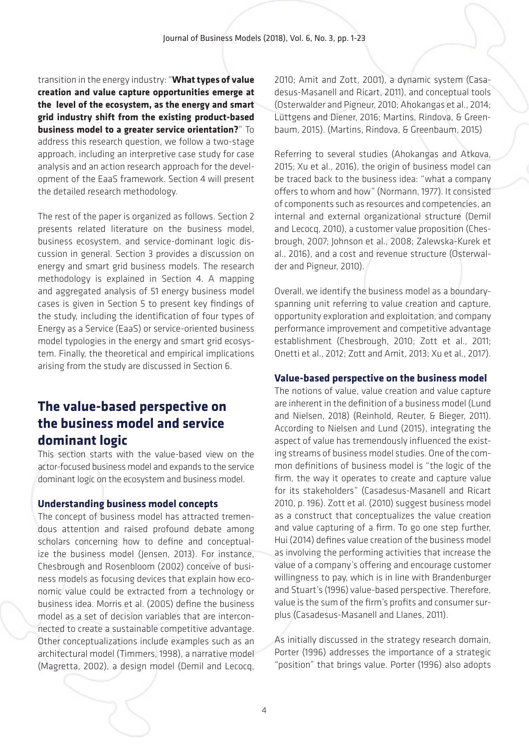transition in the energy industry: "**What types of value creation and value capture opportunities emerge at the level of the ecosystem, as the energy and smart grid industry shift from the existing product-based business model to a greater service orientation?**" To address this research question, we follow a two-stage approach, including an interpretive case study for case analysis and an action research approach for the development of the EaaS framework. Section 4 will present the detailed research methodology.

The rest of the paper is organized as follows. Section 2 presents related literature on the business model, business ecosystem, and service-dominant logic discussion in general. Section 3 provides a discussion on energy and smart grid business models. The research methodology is explained in Section 4. A mapping and aggregated analysis of 51 energy business model cases is given in Section 5 to present key findings of the study, including the identification of four types of Energy as a Service (EaaS) or service-oriented business model typologies in the energy and smart grid ecosystem. Finally, the theoretical and empirical implications arising from the study are discussed in Section 6.

## The value-based perspective on the business model and service dominant logic

This section starts with the value-based view on the actor-focused business model and expands to the service dominant logic on the ecosystem and business model.

### Understanding business model concepts

The concept of business model has attracted tremendous attention and raised profound debate among scholars concerning how to define and conceptualize the business model (Jensen, 2013). For instance, Chesbrough and Rosenbloom (2002) conceive of business models as focusing devices that explain how economic value could be extracted from a technology or business idea. Morris et al. (2005) define the business model as a set of decision variables that are interconnected to create a sustainable competitive advantage. Other conceptualizations include examples such as an architectural model (Timmers, 1998), a narrative model (Magretta, 2002), a design model (Demil and Lecocq, 2010; Amit and Zott, 2001), a dynamic system (Casadesus-Masanell and Ricart, 2011), and conceptual tools (Osterwalder and Pigneur, 2010; Ahokangas et al., 2014; Lüttgens and Diener, 2016; Martins, Rindova, & Greenbaum, 2015). (Martins, Rindova, & Greenbaum, 2015)

Referring to several studies (Ahokangas and Atkova, 2015; Xu et al., 2016), the origin of business model can be traced back to the business idea: "what a company offers to whom and how" (Normann, 1977). It consisted of components such as resources and competencies, an internal and external organizational structure (Demil and Lecocq, 2010), a customer value proposition (Chesbrough, 2007; Johnson et al., 2008; Zalewska-Kurek et al., 2016), and a cost and revenue structure (Osterwalder and Pigneur, 2010).

Overall, we identify the business model as a boundary-spanning unit referring to value creation and capture, opportunity exploration and exploitation, and company performance improvement and competitive advantage establishment (Chesbrough, 2010; Zott et al., 2011; Onetti et al., 2012; Zott and Amit, 2013; Xu et al., 2017).

### Value-based perspective on the business model

The notions of value, value creation and value capture are inherent in the definition of a business model (Lund and Nielsen, 2018) (Reinhold, Reuter, & Bieger, 2011). According to Nielsen and Lund (2015), integrating the aspect of value has tremendously influenced the existing streams of business model studies. One of the common definitions of business model is "the logic of the firm, the way it operates to create and capture value for its stakeholders" (Casadesus-Masanell and Ricart 2010, p. 196). Zott et al. (2010) suggest business model as a construct that conceptualizes the value creation and value capturing of a firm. To go one step further, Hui (2014) defines value creation of the business model as involving the performing activities that increase the value of a company's offering and encourage customer willingness to pay, which is in line with Brandenburger and Stuart's (1996) value-based perspective. Therefore, value is the sum of the firm's profits and consumer surplus (Casadesus-Masanell and Llanes, 2011).

As initially discussed in the strategy research domain, Porter (1996) addresses the importance of a strategic "position" that brings value. Porter (1996) also adopts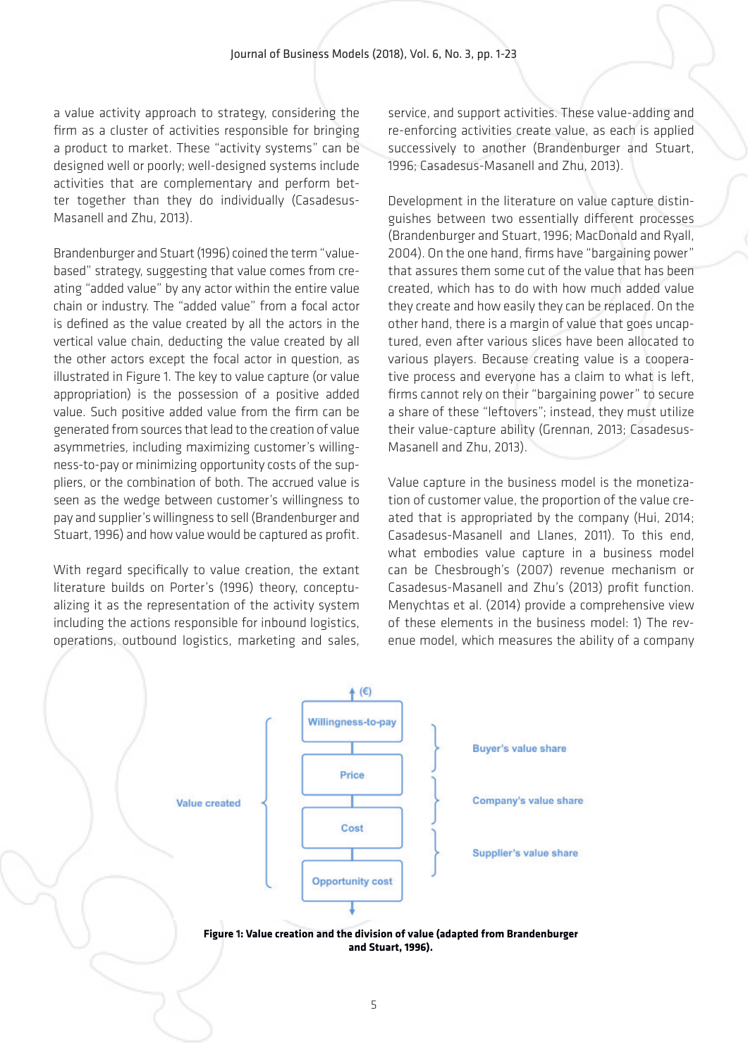a value activity approach to strategy, considering the firm as a cluster of activities responsible for bringing a product to market. These "activity systems" can be designed well or poorly; well-designed systems include activities that are complementary and perform better together than they do individually (Casadesus-Masanell and Zhu, 2013).

Brandenburger and Stuart (1996) coined the term "value-based" strategy, suggesting that value comes from creating "added value" by any actor within the entire value chain or industry. The "added value" from a focal actor is defined as the value created by all the actors in the vertical value chain, deducting the value created by all the other actors except the focal actor in question, as illustrated in Figure 1. The key to value capture (or value appropriation) is the possession of a positive added value. Such positive added value from the firm can be generated from sources that lead to the creation of value asymmetries, including maximizing customer's willingness-to-pay or minimizing opportunity costs of the suppliers, or the combination of both. The accrued value is seen as the wedge between customer's willingness to pay and supplier's willingness to sell (Brandenburger and Stuart, 1996) and how value would be captured as profit.

With regard specifically to value creation, the extant literature builds on Porter's (1996) theory, conceptualizing it as the representation of the activity system including the actions responsible for inbound logistics, operations, outbound logistics, marketing and sales, service, and support activities. These value-adding and re-enforcing activities create value, as each is applied successively to another (Brandenburger and Stuart, 1996; Casadesus-Masanell and Zhu, 2013).

Development in the literature on value capture distinguishes between two essentially different processes (Brandenburger and Stuart, 1996; MacDonald and Ryall, 2004). On the one hand, firms have "bargaining power" that assures them some cut of the value that has been created, which has to do with how much added value they create and how easily they can be replaced. On the other hand, there is a margin of value that goes uncaptured, even after various slices have been allocated to various players. Because creating value is a cooperative process and everyone has a claim to what is left, firms cannot rely on their "bargaining power" to secure a share of these "leftovers"; instead, they must utilize their value-capture ability (Grennan, 2013; Casadesus-Masanell and Zhu, 2013).

Value capture in the business model is the monetization of customer value, the proportion of the value created that is appropriated by the company (Hui, 2014; Casadesus-Masanell and Llanes, 2011). To this end, what embodies value capture in a business model can be Chesbrough's (2007) revenue mechanism or Casadesus-Masanell and Zhu's (2013) profit function. Menychtas et al. (2014) provide a comprehensive view of these elements in the business model: 1) The revenue model, which measures the ability of a company

(€)

Value created: Willingness-to-pay, Price, Cost, Opportunity cost

Buyer's value share (Willingness-to-pay to Price)
Company's value share (Price to Cost)
Supplier's value share (Cost to Opportunity cost)

**Figure 1: Value creation and the division of value (adapted from Brandenburger and Stuart, 1996).**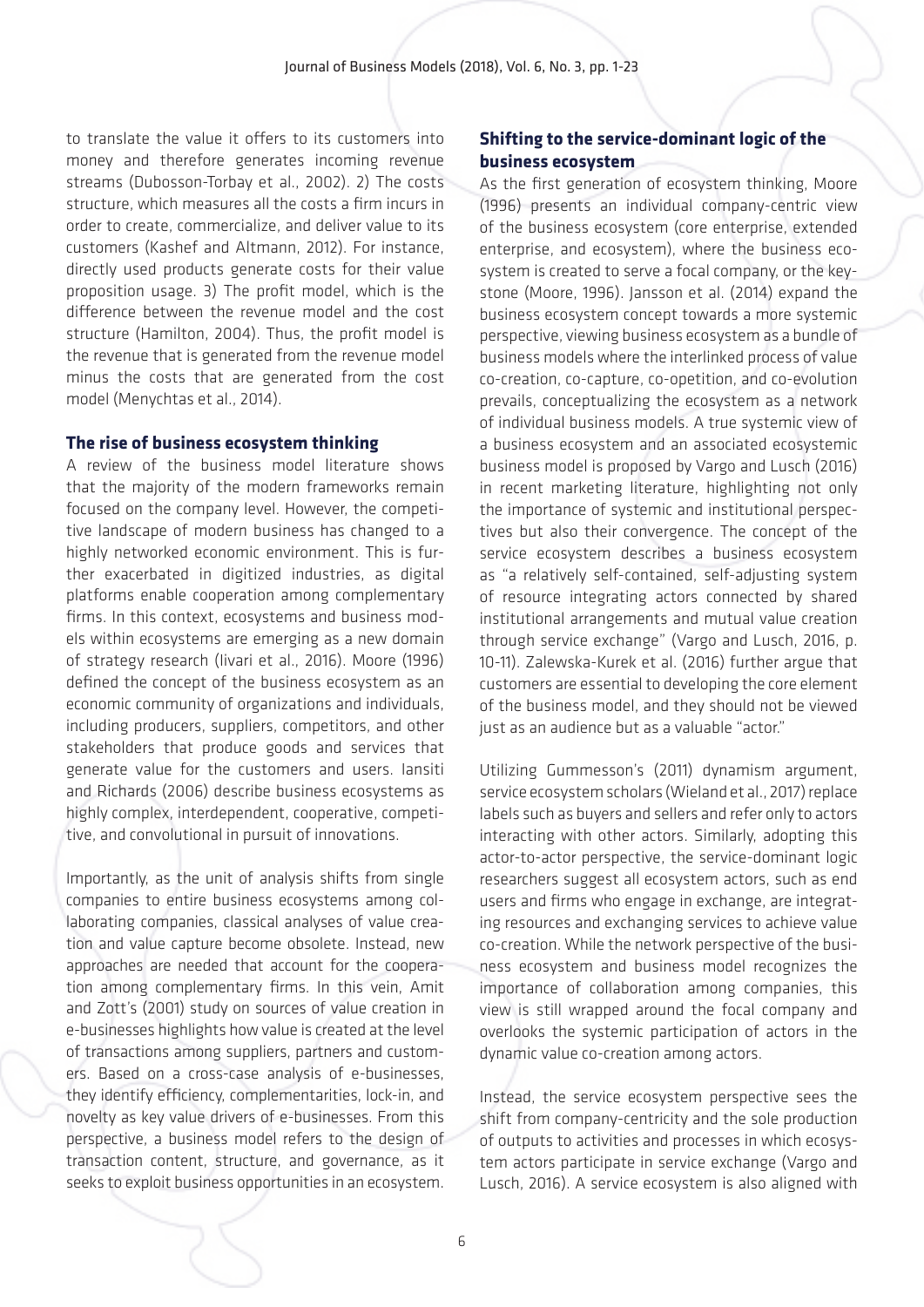to translate the value it offers to its customers into money and therefore generates incoming revenue streams (Dubosson-Torbay et al., 2002). 2) The costs structure, which measures all the costs a firm incurs in order to create, commercialize, and deliver value to its customers (Kashef and Altmann, 2012). For instance, directly used products generate costs for their value proposition usage. 3) The profit model, which is the difference between the revenue model and the cost structure (Hamilton, 2004). Thus, the profit model is the revenue that is generated from the revenue model minus the costs that are generated from the cost model (Menychtas et al., 2014).

### The rise of business ecosystem thinking

A review of the business model literature shows that the majority of the modern frameworks remain focused on the company level. However, the competitive landscape of modern business has changed to a highly networked economic environment. This is further exacerbated in digitized industries, as digital platforms enable cooperation among complementary firms. In this context, ecosystems and business models within ecosystems are emerging as a new domain of strategy research (Iivari et al., 2016). Moore (1996) defined the concept of the business ecosystem as an economic community of organizations and individuals, including producers, suppliers, competitors, and other stakeholders that produce goods and services that generate value for the customers and users. Iansiti and Richards (2006) describe business ecosystems as highly complex, interdependent, cooperative, competitive, and convolutional in pursuit of innovations.

Importantly, as the unit of analysis shifts from single companies to entire business ecosystems among collaborating companies, classical analyses of value creation and value capture become obsolete. Instead, new approaches are needed that account for the cooperation among complementary firms. In this vein, Amit and Zott's (2001) study on sources of value creation in e-businesses highlights how value is created at the level of transactions among suppliers, partners and customers. Based on a cross-case analysis of e-businesses, they identify efficiency, complementarities, lock-in, and novelty as key value drivers of e-businesses. From this perspective, a business model refers to the design of transaction content, structure, and governance, as it seeks to exploit business opportunities in an ecosystem.

### Shifting to the service-dominant logic of the business ecosystem

As the first generation of ecosystem thinking, Moore (1996) presents an individual company-centric view of the business ecosystem (core enterprise, extended enterprise, and ecosystem), where the business ecosystem is created to serve a focal company, or the keystone (Moore, 1996). Jansson et al. (2014) expand the business ecosystem concept towards a more systemic perspective, viewing business ecosystem as a bundle of business models where the interlinked process of value co-creation, co-capture, co-opetition, and co-evolution prevails, conceptualizing the ecosystem as a network of individual business models. A true systemic view of a business ecosystem and an associated ecosystemic business model is proposed by Vargo and Lusch (2016) in recent marketing literature, highlighting not only the importance of systemic and institutional perspectives but also their convergence. The concept of the service ecosystem describes a business ecosystem as "a relatively self-contained, self-adjusting system of resource integrating actors connected by shared institutional arrangements and mutual value creation through service exchange" (Vargo and Lusch, 2016, p. 10-11). Zalewska-Kurek et al. (2016) further argue that customers are essential to developing the core element of the business model, and they should not be viewed just as an audience but as a valuable "actor."

Utilizing Gummesson's (2011) dynamism argument, service ecosystem scholars (Wieland et al., 2017) replace labels such as buyers and sellers and refer only to actors interacting with other actors. Similarly, adopting this actor-to-actor perspective, the service-dominant logic researchers suggest all ecosystem actors, such as end users and firms who engage in exchange, are integrating resources and exchanging services to achieve value co-creation. While the network perspective of the business ecosystem and business model recognizes the importance of collaboration among companies, this view is still wrapped around the focal company and overlooks the systemic participation of actors in the dynamic value co-creation among actors.

Instead, the service ecosystem perspective sees the shift from company-centricity and the sole production of outputs to activities and processes in which ecosystem actors participate in service exchange (Vargo and Lusch, 2016). A service ecosystem is also aligned with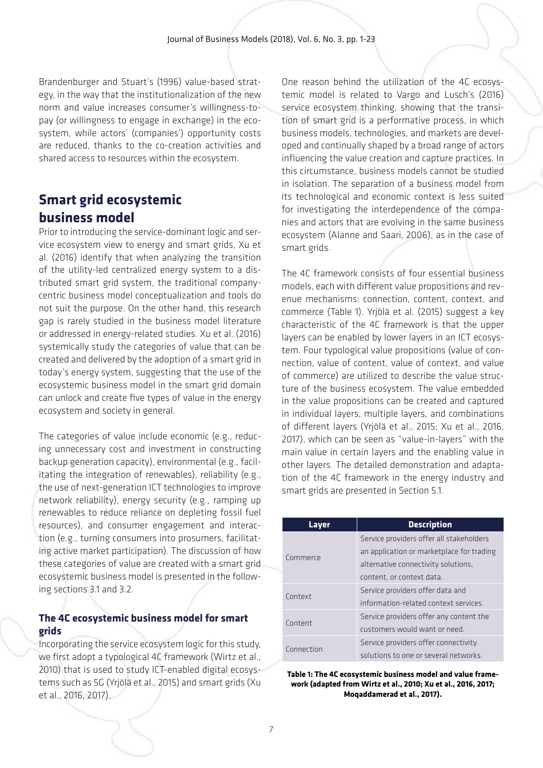Brandenburger and Stuart's (1996) value-based strategy, in the way that the institutionalization of the new norm and value increases consumer's willingness-to-pay (or willingness to engage in exchange) in the ecosystem, while actors' (companies') opportunity costs are reduced, thanks to the co-creation activities and shared access to resources within the ecosystem.

## Smart grid ecosystemic business model

Prior to introducing the service-dominant logic and service ecosystem view to energy and smart grids, Xu et al. (2016) identify that when analyzing the transition of the utility-led centralized energy system to a distributed smart grid system, the traditional company-centric business model conceptualization and tools do not suit the purpose. On the other hand, this research gap is rarely studied in the business model literature or addressed in energy-related studies. Xu et al. (2016) systemically study the categories of value that can be created and delivered by the adoption of a smart grid in today's energy system, suggesting that the use of the ecosystemic business model in the smart grid domain can unlock and create five types of value in the energy ecosystem and society in general.

The categories of value include economic (e.g., reducing unnecessary cost and investment in constructing backup generation capacity), environmental (e.g., facilitating the integration of renewables), reliability (e.g., the use of next-generation ICT technologies to improve network reliability), energy security (e.g., ramping up renewables to reduce reliance on depleting fossil fuel resources), and consumer engagement and interaction (e.g., turning consumers into prosumers, facilitating active market participation). The discussion of how these categories of value are created with a smart grid ecosystemic business model is presented in the following sections 3.1 and 3.2.

### The 4C ecosystemic business model for smart grids

Incorporating the service ecosystem logic for this study, we first adopt a typological 4C framework (Wirtz et al., 2010) that is used to study ICT-enabled digital ecosystems such as 5G (Yrjölä et al., 2015) and smart grids (Xu et al., 2016, 2017).

One reason behind the utilization of the 4C ecosystemic model is related to Vargo and Lusch's (2016) service ecosystem thinking, showing that the transition of smart grid is a performative process, in which business models, technologies, and markets are developed and continually shaped by a broad range of actors influencing the value creation and capture practices. In this circumstance, business models cannot be studied in isolation. The separation of a business model from its technological and economic context is less suited for investigating the interdependence of the companies and actors that are evolving in the same business ecosystem (Alanne and Saari, 2006), as in the case of smart grids.

The 4C framework consists of four essential business models, each with different value propositions and revenue mechanisms: connection, content, context, and commerce (Table 1). Yrjölä et al. (2015) suggest a key characteristic of the 4C framework is that the upper layers can be enabled by lower layers in an ICT ecosystem. Four typological value propositions (value of connection, value of content, value of context, and value of commerce) are utilized to describe the value structure of the business ecosystem. The value embedded in the value propositions can be created and captured in individual layers, multiple layers, and combinations of different layers (Yrjölä et al., 2015; Xu et al., 2016, 2017), which can be seen as "value-in-layers" with the main value in certain layers and the enabling value in other layers. The detailed demonstration and adaptation of the 4C framework in the energy industry and smart grids are presented in Section 5.1.

| Layer | Description |
|---|---|
| Commerce | Service providers offer all stakeholders an application or marketplace for trading alternative connectivity solutions, content, or context data. |
| Context | Service providers offer data and information-related context services. |
| Content | Service providers offer any content the customers would want or need. |
| Connection | Service providers offer connectivity solutions to one or several networks. |

**Table 1: The 4C ecosystemic business model and value framework (adapted from Wirtz et al., 2010; Xu et al., 2016, 2017; Moqaddamerad et al., 2017).**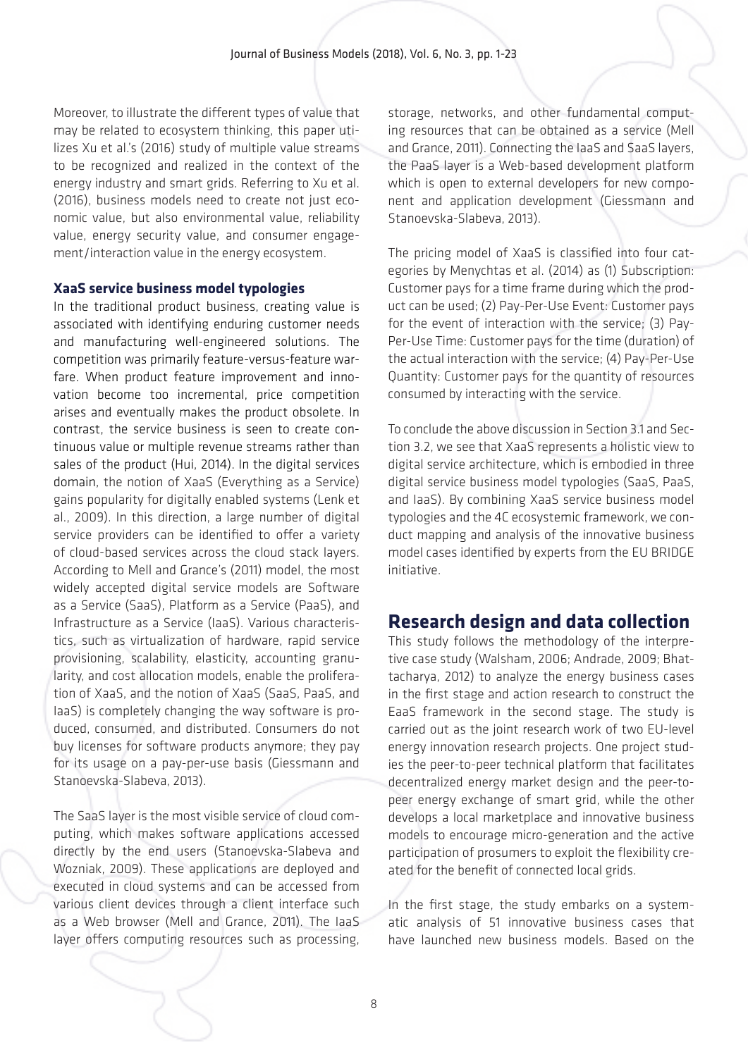Moreover, to illustrate the different types of value that may be related to ecosystem thinking, this paper utilizes Xu et al.'s (2016) study of multiple value streams to be recognized and realized in the context of the energy industry and smart grids. Referring to Xu et al. (2016), business models need to create not just economic value, but also environmental value, reliability value, energy security value, and consumer engagement/interaction value in the energy ecosystem.

**XaaS service business model typologies**

In the traditional product business, creating value is associated with identifying enduring customer needs and manufacturing well-engineered solutions. The competition was primarily feature-versus-feature warfare. When product feature improvement and innovation become too incremental, price competition arises and eventually makes the product obsolete. In contrast, the service business is seen to create continuous value or multiple revenue streams rather than sales of the product (Hui, 2014). In the digital services domain, the notion of XaaS (Everything as a Service) gains popularity for digitally enabled systems (Lenk et al., 2009). In this direction, a large number of digital service providers can be identified to offer a variety of cloud-based services across the cloud stack layers. According to Mell and Grance's (2011) model, the most widely accepted digital service models are Software as a Service (SaaS), Platform as a Service (PaaS), and Infrastructure as a Service (IaaS). Various characteristics, such as virtualization of hardware, rapid service provisioning, scalability, elasticity, accounting granularity, and cost allocation models, enable the proliferation of XaaS, and the notion of XaaS (SaaS, PaaS, and IaaS) is completely changing the way software is produced, consumed, and distributed. Consumers do not buy licenses for software products anymore; they pay for its usage on a pay-per-use basis (Giessmann and Stanoevska-Slabeva, 2013).

The SaaS layer is the most visible service of cloud computing, which makes software applications accessed directly by the end users (Stanoevska-Slabeva and Wozniak, 2009). These applications are deployed and executed in cloud systems and can be accessed from various client devices through a client interface such as a Web browser (Mell and Grance, 2011). The IaaS layer offers computing resources such as processing, storage, networks, and other fundamental computing resources that can be obtained as a service (Mell and Grance, 2011). Connecting the IaaS and SaaS layers, the PaaS layer is a Web-based development platform which is open to external developers for new component and application development (Giessmann and Stanoevska-Slabeva, 2013).

The pricing model of XaaS is classified into four categories by Menychtas et al. (2014) as (1) Subscription: Customer pays for a time frame during which the product can be used; (2) Pay-Per-Use Event: Customer pays for the event of interaction with the service; (3) Pay-Per-Use Time: Customer pays for the time (duration) of the actual interaction with the service; (4) Pay-Per-Use Quantity: Customer pays for the quantity of resources consumed by interacting with the service.

To conclude the above discussion in Section 3.1 and Section 3.2, we see that XaaS represents a holistic view to digital service architecture, which is embodied in three digital service business model typologies (SaaS, PaaS, and IaaS). By combining XaaS service business model typologies and the 4C ecosystemic framework, we conduct mapping and analysis of the innovative business model cases identified by experts from the EU BRIDGE initiative.

## Research design and data collection

This study follows the methodology of the interpretive case study (Walsham, 2006; Andrade, 2009; Bhattacharya, 2012) to analyze the energy business cases in the first stage and action research to construct the EaaS framework in the second stage. The study is carried out as the joint research work of two EU-level energy innovation research projects. One project studies the peer-to-peer technical platform that facilitates decentralized energy market design and the peer-to-peer energy exchange of smart grid, while the other develops a local marketplace and innovative business models to encourage micro-generation and the active participation of prosumers to exploit the flexibility created for the benefit of connected local grids.

In the first stage, the study embarks on a systematic analysis of 51 innovative business cases that have launched new business models. Based on the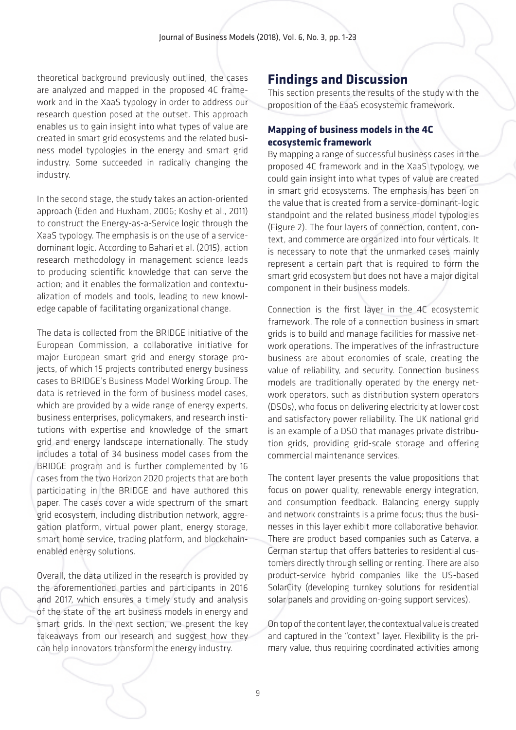theoretical background previously outlined, the cases are analyzed and mapped in the proposed 4C framework and in the XaaS typology in order to address our research question posed at the outset. This approach enables us to gain insight into what types of value are created in smart grid ecosystems and the related business model typologies in the energy and smart grid industry. Some succeeded in radically changing the industry.

In the second stage, the study takes an action-oriented approach (Eden and Huxham, 2006; Koshy et al., 2011) to construct the Energy-as-a-Service logic through the XaaS typology. The emphasis is on the use of a service-dominant logic. According to Bahari et al. (2015), action research methodology in management science leads to producing scientific knowledge that can serve the action; and it enables the formalization and contextualization of models and tools, leading to new knowledge capable of facilitating organizational change.

The data is collected from the BRIDGE initiative of the European Commission, a collaborative initiative for major European smart grid and energy storage projects, of which 15 projects contributed energy business cases to BRIDGE's Business Model Working Group. The data is retrieved in the form of business model cases, which are provided by a wide range of energy experts, business enterprises, policymakers, and research institutions with expertise and knowledge of the smart grid and energy landscape internationally. The study includes a total of 34 business model cases from the BRIDGE program and is further complemented by 16 cases from the two Horizon 2020 projects that are both participating in the BRIDGE and have authored this paper. The cases cover a wide spectrum of the smart grid ecosystem, including distribution network, aggregation platform, virtual power plant, energy storage, smart home service, trading platform, and blockchain-enabled energy solutions.

Overall, the data utilized in the research is provided by the aforementioned parties and participants in 2016 and 2017, which ensures a timely study and analysis of the state-of-the-art business models in energy and smart grids. In the next section, we present the key takeaways from our research and suggest how they can help innovators transform the energy industry.

## Findings and Discussion

This section presents the results of the study with the proposition of the EaaS ecosystemic framework.

### Mapping of business models in the 4C ecosystemic framework

By mapping a range of successful business cases in the proposed 4C framework and in the XaaS typology, we could gain insight into what types of value are created in smart grid ecosystems. The emphasis has been on the value that is created from a service-dominant-logic standpoint and the related business model typologies (Figure 2). The four layers of connection, content, context, and commerce are organized into four verticals. It is necessary to note that the unmarked cases mainly represent a certain part that is required to form the smart grid ecosystem but does not have a major digital component in their business models.

Connection is the first layer in the 4C ecosystemic framework. The role of a connection business in smart grids is to build and manage facilities for massive network operations. The imperatives of the infrastructure business are about economies of scale, creating the value of reliability, and security. Connection business models are traditionally operated by the energy network operators, such as distribution system operators (DSOs), who focus on delivering electricity at lower cost and satisfactory power reliability. The UK national grid is an example of a DSO that manages private distribution grids, providing grid-scale storage and offering commercial maintenance services.

The content layer presents the value propositions that focus on power quality, renewable energy integration, and consumption feedback. Balancing energy supply and network constraints is a prime focus; thus the businesses in this layer exhibit more collaborative behavior. There are product-based companies such as Caterva, a German startup that offers batteries to residential customers directly through selling or renting. There are also product-service hybrid companies like the US-based SolarCity (developing turnkey solutions for residential solar panels and providing on-going support services).

On top of the content layer, the contextual value is created and captured in the "context" layer. Flexibility is the primary value, thus requiring coordinated activities among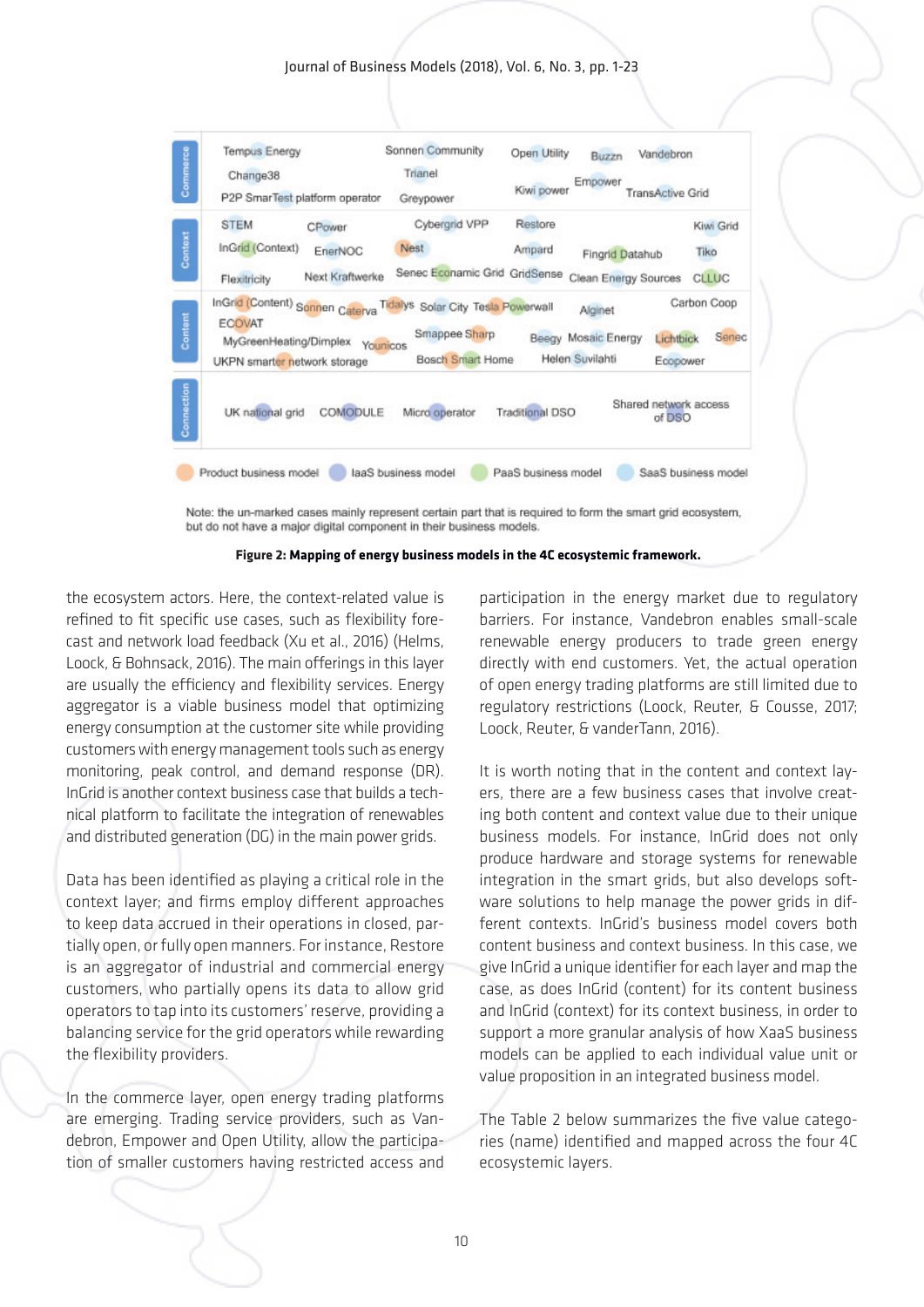| | | | | | |
|---|---|---|---|---|---|
| Commerce | Tempus Energy, Change38, P2P SmarTest platform operator | Sonnen Community, Trianel, Greypower | Open Utility, Kiwi power | Buzzn, Empower | Vandebron, TransActive Grid |
| Context | STEM, InGrid (Context), Flexitricity | CPower, EnerNOC, Next Kraftwerke | Cybergrid VPP, Nest, Senec Econamic Grid | Restore, Ampard, GridSense, Clean Energy Sources | Fingrid Datahub, Kiwi Grid, Tiko, CLLUC |
| Content | InGrid (Content), ECOVAT, MyGreenHeating/Dimplex, UKPN smarter network storage | Sonnen, Caterva, Younicos | Tidalys, Solar City, Tesla Powerwall, Smappee, Sharp, Bosch Smart Home | Alginet, Beegy, Mosaic Energy, Helen Suvilahti | Carbon Coop, Lichtblick, Senec, Ecopower |
| Connection | UK national grid | COMODULE | Micro operator | Traditional DSO | Shared network access of DSO |

Legend: Product business model; IaaS business model; PaaS business model; SaaS business model

Note: the un-marked cases mainly represent certain part that is required to form the smart grid ecosystem, but do not have a major digital component in their business models.

**Figure 2: Mapping of energy business models in the 4C ecosystemic framework.**

the ecosystem actors. Here, the context-related value is refined to fit specific use cases, such as flexibility forecast and network load feedback (Xu et al., 2016) (Helms, Loock, & Bohnsack, 2016). The main offerings in this layer are usually the efficiency and flexibility services. Energy aggregator is a viable business model that optimizing energy consumption at the customer site while providing customers with energy management tools such as energy monitoring, peak control, and demand response (DR). InGrid is another context business case that builds a technical platform to facilitate the integration of renewables and distributed generation (DG) in the main power grids.

Data has been identified as playing a critical role in the context layer; and firms employ different approaches to keep data accrued in their operations in closed, partially open, or fully open manners. For instance, Restore is an aggregator of industrial and commercial energy customers, who partially opens its data to allow grid operators to tap into its customers' reserve, providing a balancing service for the grid operators while rewarding the flexibility providers.

In the commerce layer, open energy trading platforms are emerging. Trading service providers, such as Vandebron, Empower and Open Utility, allow the participation of smaller customers having restricted access and participation in the energy market due to regulatory barriers. For instance, Vandebron enables small-scale renewable energy producers to trade green energy directly with end customers. Yet, the actual operation of open energy trading platforms are still limited due to regulatory restrictions (Loock, Reuter, & Cousse, 2017; Loock, Reuter, & vanderTann, 2016).

It is worth noting that in the content and context layers, there are a few business cases that involve creating both content and context value due to their unique business models. For instance, InGrid does not only produce hardware and storage systems for renewable integration in the smart grids, but also develops software solutions to help manage the power grids in different contexts. InGrid's business model covers both content business and context business. In this case, we give InGrid a unique identifier for each layer and map the case, as does InGrid (content) for its content business and InGrid (context) for its context business, in order to support a more granular analysis of how XaaS business models can be applied to each individual value unit or value proposition in an integrated business model.

The Table 2 below summarizes the five value categories (name) identified and mapped across the four 4C ecosystemic layers.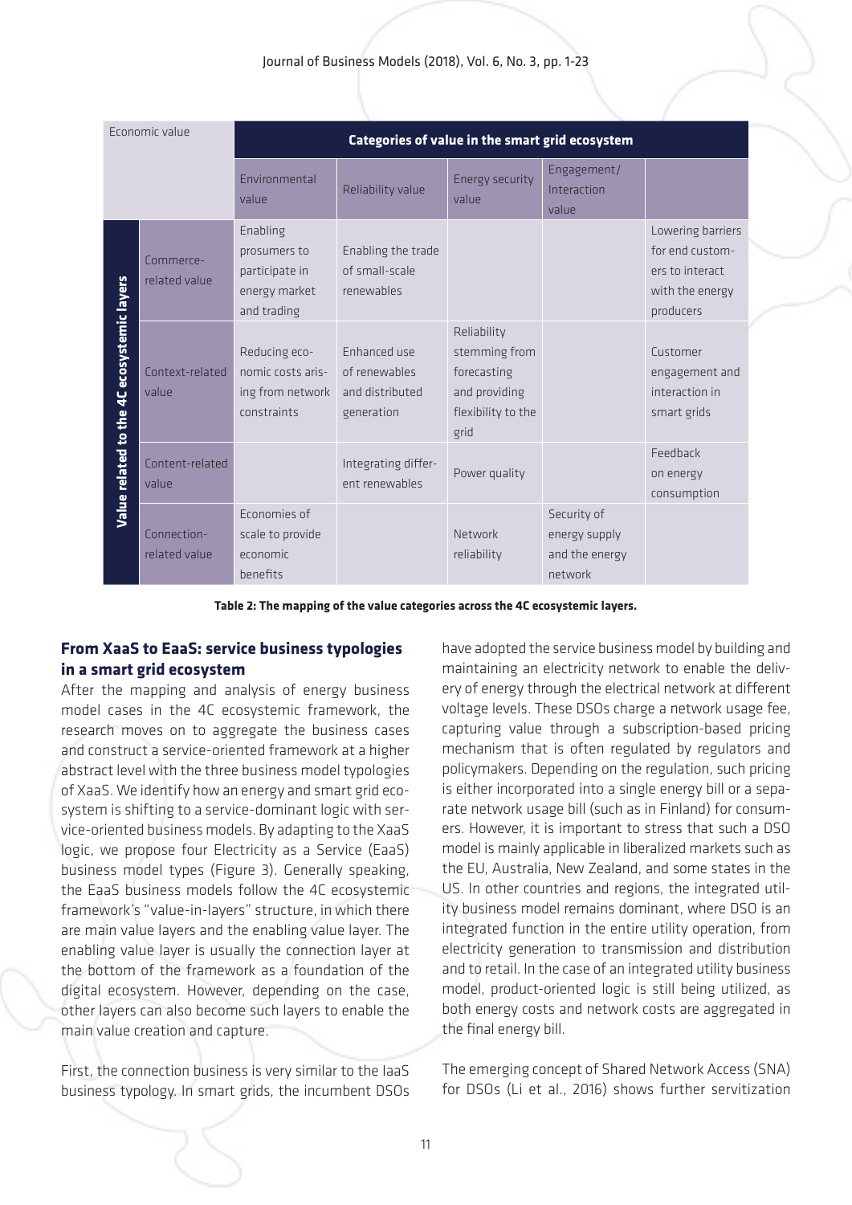| Economic value | | Categories of value in the smart grid ecosystem | | | | |
|---|---|---|---|---|---|---|
| | | Environmental value | Reliability value | Energy security value | Engagement/ Interaction value | |
| Value related to the 4C ecosystemic layers | Commerce-related value | Enabling prosumers to participate in energy market and trading | Enabling the trade of small-scale renewables | | | Lowering barriers for end customers to interact with the energy producers |
| | Context-related value | Reducing economic costs arising from network constraints | Enhanced use of renewables and distributed generation | Reliability stemming from forecasting and providing flexibility to the grid | | Customer engagement and interaction in smart grids |
| | Content-related value | | Integrating different renewables | Power quality | | Feedback on energy consumption |
| | Connection-related value | Economies of scale to provide economic benefits | | Network reliability | Security of energy supply and the energy network | |

**Table 2: The mapping of the value categories across the 4C ecosystemic layers.**

## From XaaS to EaaS: service business typologies in a smart grid ecosystem

After the mapping and analysis of energy business model cases in the 4C ecosystemic framework, the research moves on to aggregate the business cases and construct a service-oriented framework at a higher abstract level with the three business model typologies of XaaS. We identify how an energy and smart grid ecosystem is shifting to a service-dominant logic with service-oriented business models. By adapting to the XaaS logic, we propose four Electricity as a Service (EaaS) business model types (Figure 3). Generally speaking, the EaaS business models follow the 4C ecosystemic framework's "value-in-layers" structure, in which there are main value layers and the enabling value layer. The enabling value layer is usually the connection layer at the bottom of the framework as a foundation of the digital ecosystem. However, depending on the case, other layers can also become such layers to enable the main value creation and capture.

First, the connection business is very similar to the IaaS business typology. In smart grids, the incumbent DSOs have adopted the service business model by building and maintaining an electricity network to enable the delivery of energy through the electrical network at different voltage levels. These DSOs charge a network usage fee, capturing value through a subscription-based pricing mechanism that is often regulated by regulators and policymakers. Depending on the regulation, such pricing is either incorporated into a single energy bill or a separate network usage bill (such as in Finland) for consumers. However, it is important to stress that such a DSO model is mainly applicable in liberalized markets such as the EU, Australia, New Zealand, and some states in the US. In other countries and regions, the integrated utility business model remains dominant, where DSO is an integrated function in the entire utility operation, from electricity generation to transmission and distribution and to retail. In the case of an integrated utility business model, product-oriented logic is still being utilized, as both energy costs and network costs are aggregated in the final energy bill.

The emerging concept of Shared Network Access (SNA) for DSOs (Li et al., 2016) shows further servitization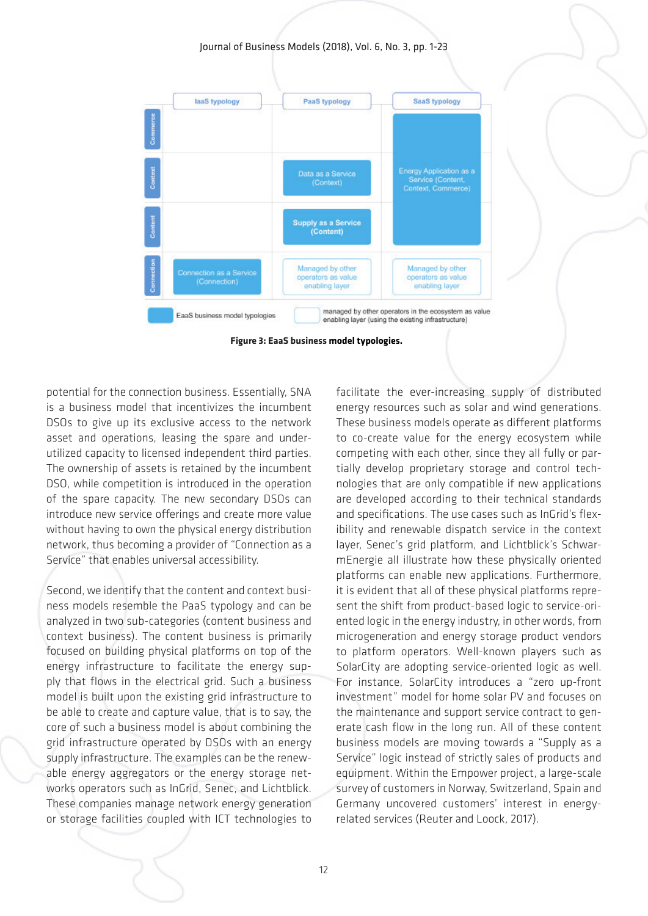| | IaaS typology | PaaS typology | SaaS typology |
|---|---|---|---|
| Commerce | | | Energy Application as a Service (Content, Context, Commerce) |
| Context | | Data as a Service (Context) | |
| Content | | Supply as a Service (Content) | |
| Connection | Connection as a Service (Connection) | Managed by other operators as value enabling layer | Managed by other operators as value enabling layer |

EaaS business model typologies; managed by other operators in the ecosystem as value enabling layer (using the existing infrastructure)

**Figure 3: EaaS business model typologies.**

potential for the connection business. Essentially, SNA is a business model that incentivizes the incumbent DSOs to give up its exclusive access to the network asset and operations, leasing the spare and under-utilized capacity to licensed independent third parties. The ownership of assets is retained by the incumbent DSO, while competition is introduced in the operation of the spare capacity. The new secondary DSOs can introduce new service offerings and create more value without having to own the physical energy distribution network, thus becoming a provider of "Connection as a Service" that enables universal accessibility.

Second, we identify that the content and context business models resemble the PaaS typology and can be analyzed in two sub-categories (content business and context business). The content business is primarily focused on building physical platforms on top of the energy infrastructure to facilitate the energy supply that flows in the electrical grid. Such a business model is built upon the existing grid infrastructure to be able to create and capture value, that is to say, the core of such a business model is about combining the grid infrastructure operated by DSOs with an energy supply infrastructure. The examples can be the renewable energy aggregators or the energy storage networks operators such as InGrid, Senec, and Lichtblick. These companies manage network energy generation or storage facilities coupled with ICT technologies to facilitate the ever-increasing supply of distributed energy resources such as solar and wind generations. These business models operate as different platforms to co-create value for the energy ecosystem while competing with each other, since they all fully or partially develop proprietary storage and control technologies that are only compatible if new applications are developed according to their technical standards and specifications. The use cases such as InGrid's flexibility and renewable dispatch service in the context layer, Senec's grid platform, and Lichtblick's SchwarmEnergie all illustrate how these physically oriented platforms can enable new applications. Furthermore, it is evident that all of these physical platforms represent the shift from product-based logic to service-oriented logic in the energy industry, in other words, from microgeneration and energy storage product vendors to platform operators. Well-known players such as SolarCity are adopting service-oriented logic as well. For instance, SolarCity introduces a "zero up-front investment" model for home solar PV and focuses on the maintenance and support service contract to generate cash flow in the long run. All of these content business models are moving towards a "Supply as a Service" logic instead of strictly sales of products and equipment. Within the Empower project, a large-scale survey of customers in Norway, Switzerland, Spain and Germany uncovered customers' interest in energy-related services (Reuter and Loock, 2017).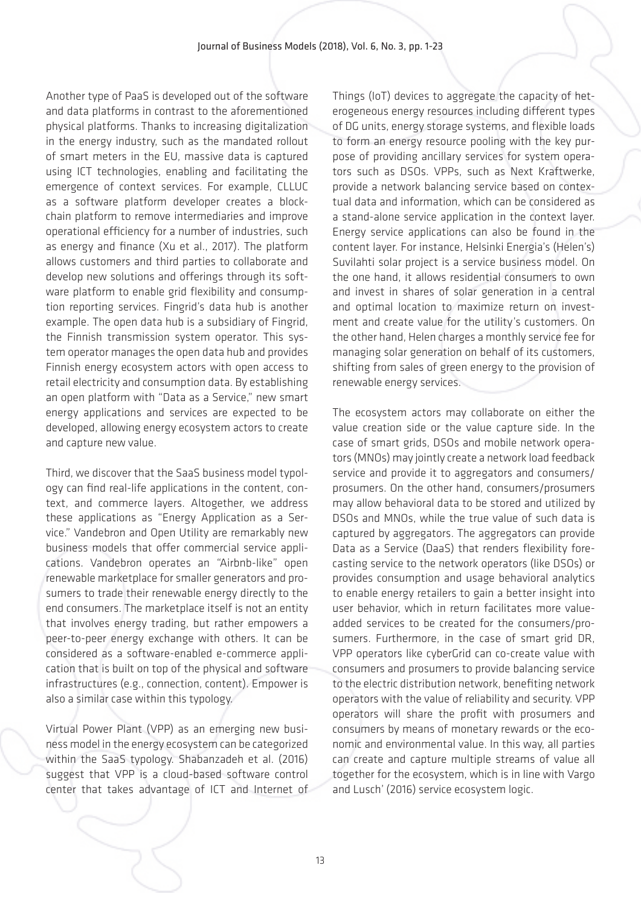Another type of PaaS is developed out of the software and data platforms in contrast to the aforementioned physical platforms. Thanks to increasing digitalization in the energy industry, such as the mandated rollout of smart meters in the EU, massive data is captured using ICT technologies, enabling and facilitating the emergence of context services. For example, CLLUC as a software platform developer creates a blockchain platform to remove intermediaries and improve operational efficiency for a number of industries, such as energy and finance (Xu et al., 2017). The platform allows customers and third parties to collaborate and develop new solutions and offerings through its software platform to enable grid flexibility and consumption reporting services. Fingrid's data hub is another example. The open data hub is a subsidiary of Fingrid, the Finnish transmission system operator. This system operator manages the open data hub and provides Finnish energy ecosystem actors with open access to retail electricity and consumption data. By establishing an open platform with "Data as a Service," new smart energy applications and services are expected to be developed, allowing energy ecosystem actors to create and capture new value.

Third, we discover that the SaaS business model typology can find real-life applications in the content, context, and commerce layers. Altogether, we address these applications as "Energy Application as a Service." Vandebron and Open Utility are remarkably new business models that offer commercial service applications. Vandebron operates an "Airbnb-like" open renewable marketplace for smaller generators and prosumers to trade their renewable energy directly to the end consumers. The marketplace itself is not an entity that involves energy trading, but rather empowers a peer-to-peer energy exchange with others. It can be considered as a software-enabled e-commerce application that is built on top of the physical and software infrastructures (e.g., connection, content). Empower is also a similar case within this typology.

Virtual Power Plant (VPP) as an emerging new business model in the energy ecosystem can be categorized within the SaaS typology. Shabanzadeh et al. (2016) suggest that VPP is a cloud-based software control center that takes advantage of ICT and Internet of Things (IoT) devices to aggregate the capacity of heterogeneous energy resources including different types of DG units, energy storage systems, and flexible loads to form an energy resource pooling with the key purpose of providing ancillary services for system operators such as DSOs. VPPs, such as Next Kraftwerke, provide a network balancing service based on contextual data and information, which can be considered as a stand-alone service application in the context layer. Energy service applications can also be found in the content layer. For instance, Helsinki Energia's (Helen's) Suvilahti solar project is a service business model. On the one hand, it allows residential consumers to own and invest in shares of solar generation in a central and optimal location to maximize return on investment and create value for the utility's customers. On the other hand, Helen charges a monthly service fee for managing solar generation on behalf of its customers, shifting from sales of green energy to the provision of renewable energy services.

The ecosystem actors may collaborate on either the value creation side or the value capture side. In the case of smart grids, DSOs and mobile network operators (MNOs) may jointly create a network load feedback service and provide it to aggregators and consumers/prosumers. On the other hand, consumers/prosumers may allow behavioral data to be stored and utilized by DSOs and MNOs, while the true value of such data is captured by aggregators. The aggregators can provide Data as a Service (DaaS) that renders flexibility forecasting service to the network operators (like DSOs) or provides consumption and usage behavioral analytics to enable energy retailers to gain a better insight into user behavior, which in return facilitates more value-added services to be created for the consumers/prosumers. Furthermore, in the case of smart grid DR, VPP operators like cyberGrid can co-create value with consumers and prosumers to provide balancing service to the electric distribution network, benefiting network operators with the value of reliability and security. VPP operators will share the profit with prosumers and consumers by means of monetary rewards or the economic and environmental value. In this way, all parties can create and capture multiple streams of value all together for the ecosystem, which is in line with Vargo and Lusch' (2016) service ecosystem logic.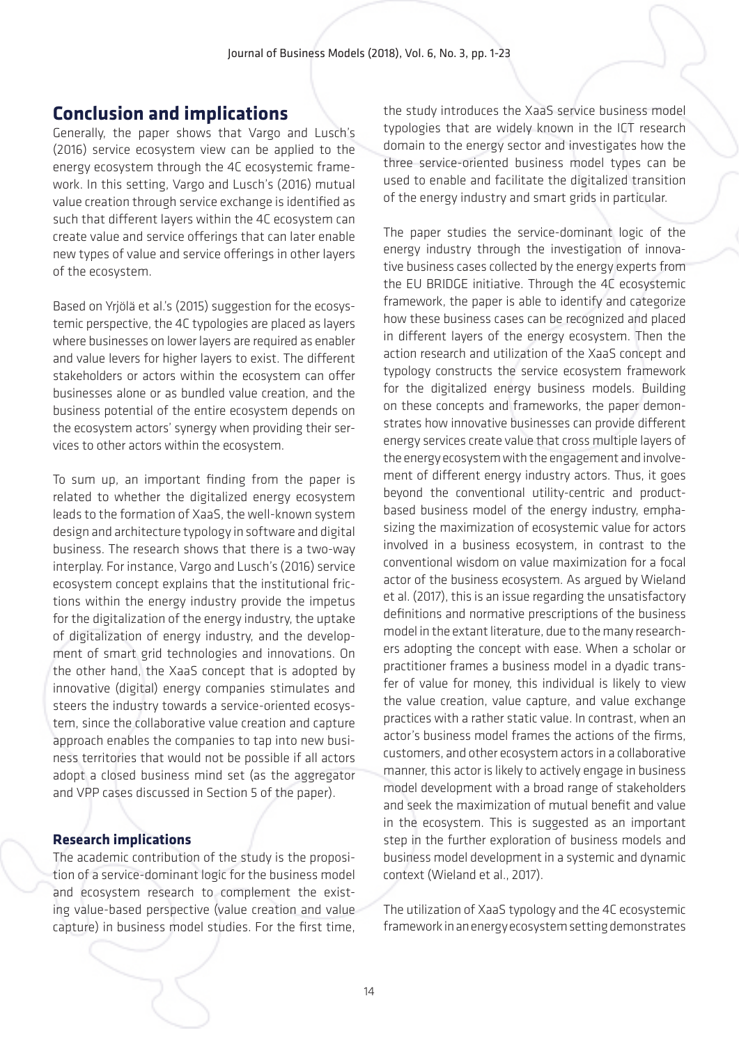## Conclusion and implications

Generally, the paper shows that Vargo and Lusch's (2016) service ecosystem view can be applied to the energy ecosystem through the 4C ecosystemic framework. In this setting, Vargo and Lusch's (2016) mutual value creation through service exchange is identified as such that different layers within the 4C ecosystem can create value and service offerings that can later enable new types of value and service offerings in other layers of the ecosystem.

Based on Yrjölä et al.'s (2015) suggestion for the ecosystemic perspective, the 4C typologies are placed as layers where businesses on lower layers are required as enabler and value levers for higher layers to exist. The different stakeholders or actors within the ecosystem can offer businesses alone or as bundled value creation, and the business potential of the entire ecosystem depends on the ecosystem actors' synergy when providing their services to other actors within the ecosystem.

To sum up, an important finding from the paper is related to whether the digitalized energy ecosystem leads to the formation of XaaS, the well-known system design and architecture typology in software and digital business. The research shows that there is a two-way interplay. For instance, Vargo and Lusch's (2016) service ecosystem concept explains that the institutional frictions within the energy industry provide the impetus for the digitalization of the energy industry, the uptake of digitalization of energy industry, and the development of smart grid technologies and innovations. On the other hand, the XaaS concept that is adopted by innovative (digital) energy companies stimulates and steers the industry towards a service-oriented ecosystem, since the collaborative value creation and capture approach enables the companies to tap into new business territories that would not be possible if all actors adopt a closed business mind set (as the aggregator and VPP cases discussed in Section 5 of the paper).

### Research implications

The academic contribution of the study is the proposition of a service-dominant logic for the business model and ecosystem research to complement the existing value-based perspective (value creation and value capture) in business model studies. For the first time, the study introduces the XaaS service business model typologies that are widely known in the ICT research domain to the energy sector and investigates how the three service-oriented business model types can be used to enable and facilitate the digitalized transition of the energy industry and smart grids in particular.

The paper studies the service-dominant logic of the energy industry through the investigation of innovative business cases collected by the energy experts from the EU BRIDGE initiative. Through the 4C ecosystemic framework, the paper is able to identify and categorize how these business cases can be recognized and placed in different layers of the energy ecosystem. Then the action research and utilization of the XaaS concept and typology constructs the service ecosystem framework for the digitalized energy business models. Building on these concepts and frameworks, the paper demonstrates how innovative businesses can provide different energy services create value that cross multiple layers of the energy ecosystem with the engagement and involvement of different energy industry actors. Thus, it goes beyond the conventional utility-centric and product-based business model of the energy industry, emphasizing the maximization of ecosystemic value for actors involved in a business ecosystem, in contrast to the conventional wisdom on value maximization for a focal actor of the business ecosystem. As argued by Wieland et al. (2017), this is an issue regarding the unsatisfactory definitions and normative prescriptions of the business model in the extant literature, due to the many researchers adopting the concept with ease. When a scholar or practitioner frames a business model in a dyadic transfer of value for money, this individual is likely to view the value creation, value capture, and value exchange practices with a rather static value. In contrast, when an actor's business model frames the actions of the firms, customers, and other ecosystem actors in a collaborative manner, this actor is likely to actively engage in business model development with a broad range of stakeholders and seek the maximization of mutual benefit and value in the ecosystem. This is suggested as an important step in the further exploration of business models and business model development in a systemic and dynamic context (Wieland et al., 2017).

The utilization of XaaS typology and the 4C ecosystemic framework in an energy ecosystem setting demonstrates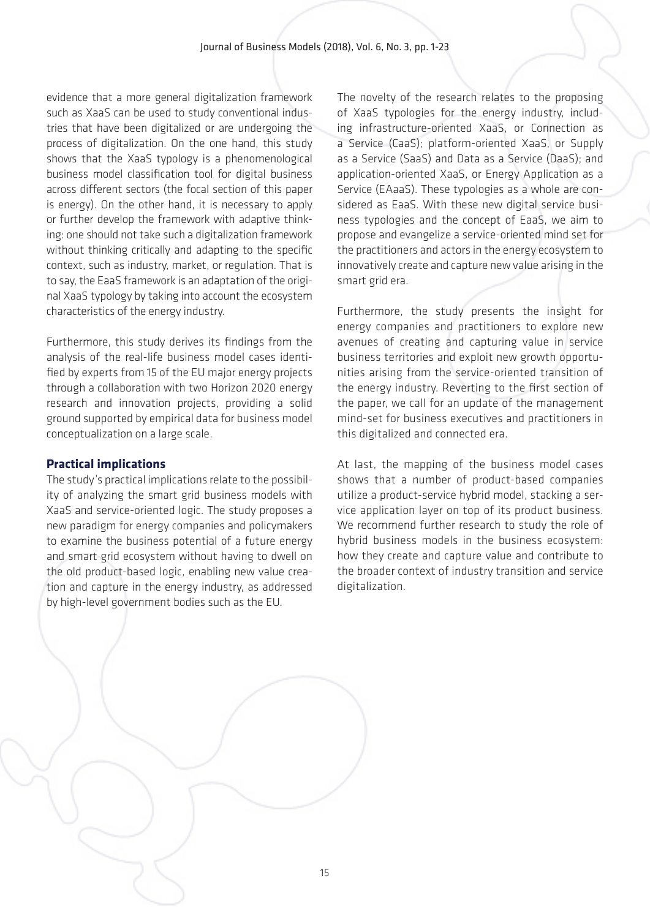evidence that a more general digitalization framework such as XaaS can be used to study conventional industries that have been digitalized or are undergoing the process of digitalization. On the one hand, this study shows that the XaaS typology is a phenomenological business model classification tool for digital business across different sectors (the focal section of this paper is energy). On the other hand, it is necessary to apply or further develop the framework with adaptive thinking: one should not take such a digitalization framework without thinking critically and adapting to the specific context, such as industry, market, or regulation. That is to say, the EaaS framework is an adaptation of the original XaaS typology by taking into account the ecosystem characteristics of the energy industry.

Furthermore, this study derives its findings from the analysis of the real-life business model cases identified by experts from 15 of the EU major energy projects through a collaboration with two Horizon 2020 energy research and innovation projects, providing a solid ground supported by empirical data for business model conceptualization on a large scale.

### Practical implications

The study's practical implications relate to the possibility of analyzing the smart grid business models with XaaS and service-oriented logic. The study proposes a new paradigm for energy companies and policymakers to examine the business potential of a future energy and smart grid ecosystem without having to dwell on the old product-based logic, enabling new value creation and capture in the energy industry, as addressed by high-level government bodies such as the EU.

The novelty of the research relates to the proposing of XaaS typologies for the energy industry, including infrastructure-oriented XaaS, or Connection as a Service (CaaS); platform-oriented XaaS, or Supply as a Service (SaaS) and Data as a Service (DaaS); and application-oriented XaaS, or Energy Application as a Service (EAaaS). These typologies as a whole are considered as EaaS. With these new digital service business typologies and the concept of EaaS, we aim to propose and evangelize a service-oriented mind set for the practitioners and actors in the energy ecosystem to innovatively create and capture new value arising in the smart grid era.

Furthermore, the study presents the insight for energy companies and practitioners to explore new avenues of creating and capturing value in service business territories and exploit new growth opportunities arising from the service-oriented transition of the energy industry. Reverting to the first section of the paper, we call for an update of the management mind-set for business executives and practitioners in this digitalized and connected era.

At last, the mapping of the business model cases shows that a number of product-based companies utilize a product-service hybrid model, stacking a service application layer on top of its product business. We recommend further research to study the role of hybrid business models in the business ecosystem: how they create and capture value and contribute to the broader context of industry transition and service digitalization.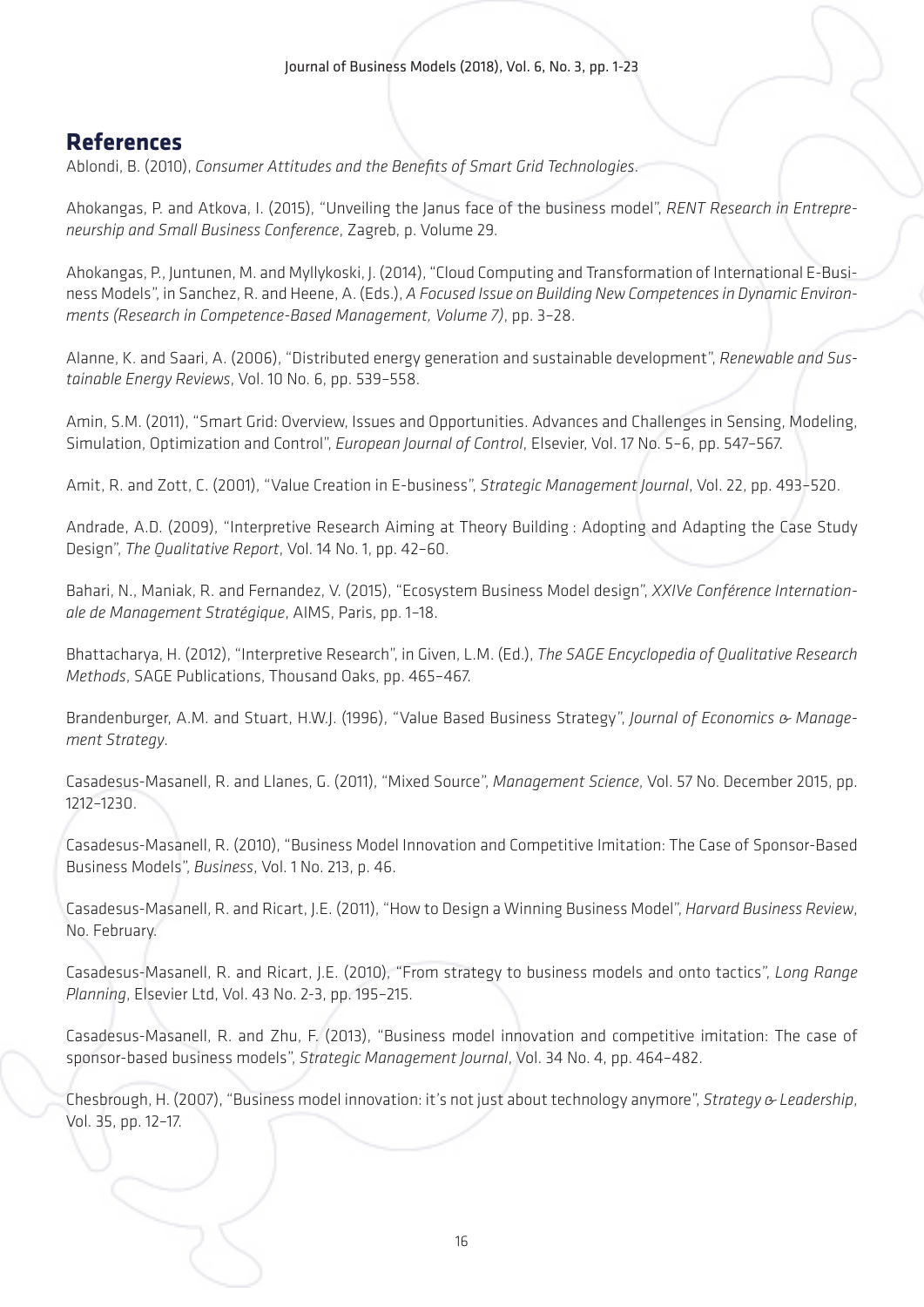## References

Ablondi, B. (2010), *Consumer Attitudes and the Benefits of Smart Grid Technologies*.

Ahokangas, P. and Atkova, I. (2015), "Unveiling the Janus face of the business model", *RENT Research in Entrepreneurship and Small Business Conference*, Zagreb, p. Volume 29.

Ahokangas, P., Juntunen, M. and Myllykoski, J. (2014), "Cloud Computing and Transformation of International E-Business Models", in Sanchez, R. and Heene, A. (Eds.), *A Focused Issue on Building New Competences in Dynamic Environments (Research in Competence-Based Management, Volume 7)*, pp. 3–28.

Alanne, K. and Saari, A. (2006), "Distributed energy generation and sustainable development", *Renewable and Sustainable Energy Reviews*, Vol. 10 No. 6, pp. 539–558.

Amin, S.M. (2011), "Smart Grid: Overview, Issues and Opportunities. Advances and Challenges in Sensing, Modeling, Simulation, Optimization and Control", *European Journal of Control*, Elsevier, Vol. 17 No. 5–6, pp. 547–567.

Amit, R. and Zott, C. (2001), "Value Creation in E-business", *Strategic Management Journal*, Vol. 22, pp. 493–520.

Andrade, A.D. (2009), "Interpretive Research Aiming at Theory Building : Adopting and Adapting the Case Study Design", *The Qualitative Report*, Vol. 14 No. 1, pp. 42–60.

Bahari, N., Maniak, R. and Fernandez, V. (2015), "Ecosystem Business Model design", *XXIVe Conférence Internationale de Management Stratégique*, AIMS, Paris, pp. 1–18.

Bhattacharya, H. (2012), "Interpretive Research", in Given, L.M. (Ed.), *The SAGE Encyclopedia of Qualitative Research Methods*, SAGE Publications, Thousand Oaks, pp. 465–467.

Brandenburger, A.M. and Stuart, H.W.J. (1996), "Value Based Business Strategy", *Journal of Economics & Management Strategy*.

Casadesus-Masanell, R. and Llanes, G. (2011), "Mixed Source", *Management Science*, Vol. 57 No. December 2015, pp. 1212–1230.

Casadesus-Masanell, R. (2010), "Business Model Innovation and Competitive Imitation: The Case of Sponsor-Based Business Models", *Business*, Vol. 1 No. 213, p. 46.

Casadesus-Masanell, R. and Ricart, J.E. (2011), "How to Design a Winning Business Model", *Harvard Business Review*, No. February.

Casadesus-Masanell, R. and Ricart, J.E. (2010), "From strategy to business models and onto tactics", *Long Range Planning*, Elsevier Ltd, Vol. 43 No. 2-3, pp. 195–215.

Casadesus-Masanell, R. and Zhu, F. (2013), "Business model innovation and competitive imitation: The case of sponsor-based business models", *Strategic Management Journal*, Vol. 34 No. 4, pp. 464–482.

Chesbrough, H. (2007), "Business model innovation: it's not just about technology anymore", *Strategy & Leadership*, Vol. 35, pp. 12–17.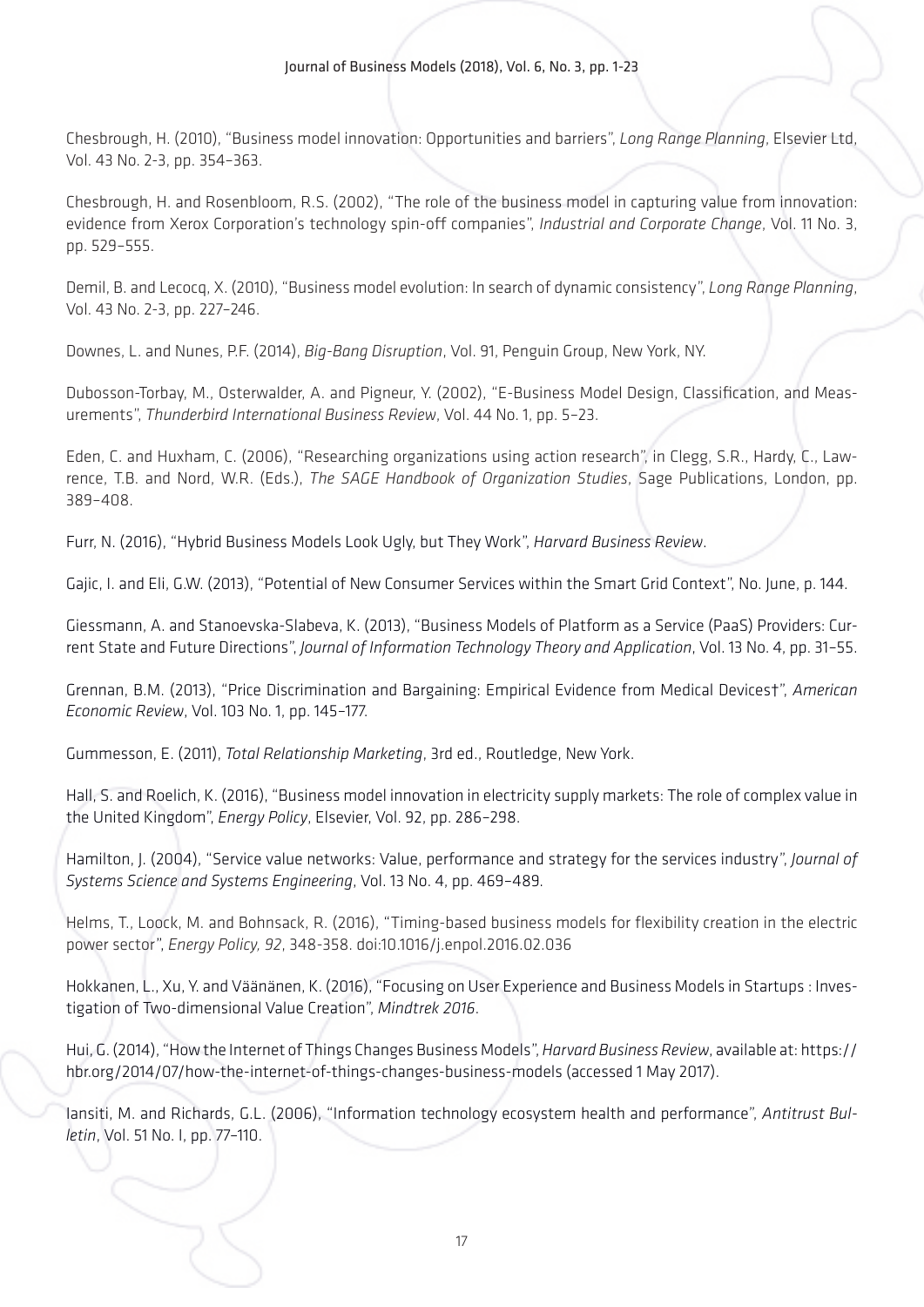Chesbrough, H. (2010), "Business model innovation: Opportunities and barriers", *Long Range Planning*, Elsevier Ltd, Vol. 43 No. 2-3, pp. 354–363.

Chesbrough, H. and Rosenbloom, R.S. (2002), "The role of the business model in capturing value from innovation: evidence from Xerox Corporation's technology spin-off companies", *Industrial and Corporate Change*, Vol. 11 No. 3, pp. 529–555.

Demil, B. and Lecocq, X. (2010), "Business model evolution: In search of dynamic consistency", *Long Range Planning*, Vol. 43 No. 2-3, pp. 227–246.

Downes, L. and Nunes, P.F. (2014), *Big-Bang Disruption*, Vol. 91, Penguin Group, New York, NY.

Dubosson-Torbay, M., Osterwalder, A. and Pigneur, Y. (2002), "E-Business Model Design, Classification, and Measurements", *Thunderbird International Business Review*, Vol. 44 No. 1, pp. 5–23.

Eden, C. and Huxham, C. (2006), "Researching organizations using action research", in Clegg, S.R., Hardy, C., Lawrence, T.B. and Nord, W.R. (Eds.), *The SAGE Handbook of Organization Studies*, Sage Publications, London, pp. 389–408.

Furr, N. (2016), "Hybrid Business Models Look Ugly, but They Work", *Harvard Business Review*.

Gajic, I. and Eli, G.W. (2013), "Potential of New Consumer Services within the Smart Grid Context", No. June, p. 144.

Giessmann, A. and Stanoevska-Slabeva, K. (2013), "Business Models of Platform as a Service (PaaS) Providers: Current State and Future Directions", *Journal of Information Technology Theory and Application*, Vol. 13 No. 4, pp. 31–55.

Grennan, B.M. (2013), "Price Discrimination and Bargaining: Empirical Evidence from Medical Devices†", *American Economic Review*, Vol. 103 No. 1, pp. 145–177.

Gummesson, E. (2011), *Total Relationship Marketing*, 3rd ed., Routledge, New York.

Hall, S. and Roelich, K. (2016), "Business model innovation in electricity supply markets: The role of complex value in the United Kingdom", *Energy Policy*, Elsevier, Vol. 92, pp. 286–298.

Hamilton, J. (2004), "Service value networks: Value, performance and strategy for the services industry", *Journal of Systems Science and Systems Engineering*, Vol. 13 No. 4, pp. 469–489.

Helms, T., Loock, M. and Bohnsack, R. (2016), "Timing-based business models for flexibility creation in the electric power sector", *Energy Policy, 92*, 348-358. doi:10.1016/j.enpol.2016.02.036

Hokkanen, L., Xu, Y. and Väänänen, K. (2016), "Focusing on User Experience and Business Models in Startups : Investigation of Two-dimensional Value Creation", *Mindtrek 2016*.

Hui, G. (2014), "How the Internet of Things Changes Business Models", *Harvard Business Review*, available at: https://hbr.org/2014/07/how-the-internet-of-things-changes-business-models (accessed 1 May 2017).

Iansiti, M. and Richards, G.L. (2006), "Information technology ecosystem health and performance", *Antitrust Bulletin*, Vol. 51 No. I, pp. 77–110.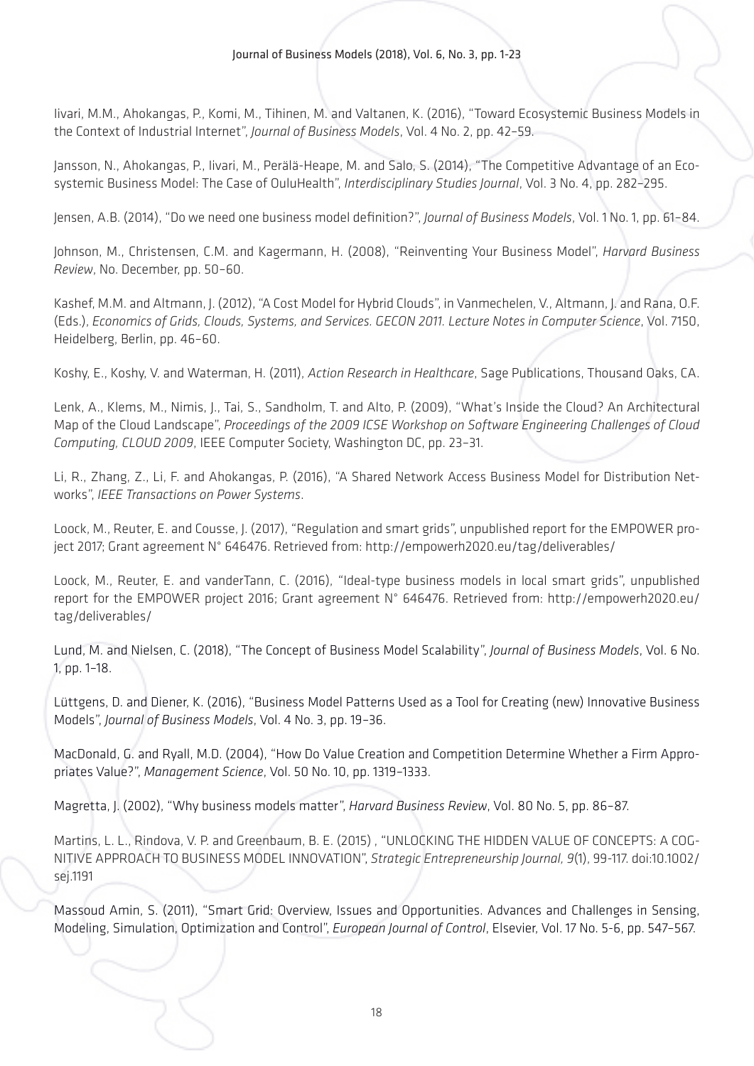Iivari, M.M., Ahokangas, P., Komi, M., Tihinen, M. and Valtanen, K. (2016), "Toward Ecosystemic Business Models in the Context of Industrial Internet", *Journal of Business Models*, Vol. 4 No. 2, pp. 42–59.

Jansson, N., Ahokangas, P., Iivari, M., Perälä-Heape, M. and Salo, S. (2014), "The Competitive Advantage of an Ecosystemic Business Model: The Case of OuluHealth", *Interdisciplinary Studies Journal*, Vol. 3 No. 4, pp. 282–295.

Jensen, A.B. (2014), "Do we need one business model definition?", *Journal of Business Models*, Vol. 1 No. 1, pp. 61–84.

Johnson, M., Christensen, C.M. and Kagermann, H. (2008), "Reinventing Your Business Model", *Harvard Business Review*, No. December, pp. 50–60.

Kashef, M.M. and Altmann, J. (2012), "A Cost Model for Hybrid Clouds", in Vanmechelen, V., Altmann, J. and Rana, O.F. (Eds.), *Economics of Grids, Clouds, Systems, and Services. GECON 2011. Lecture Notes in Computer Science*, Vol. 7150, Heidelberg, Berlin, pp. 46–60.

Koshy, E., Koshy, V. and Waterman, H. (2011), *Action Research in Healthcare*, Sage Publications, Thousand Oaks, CA.

Lenk, A., Klems, M., Nimis, J., Tai, S., Sandholm, T. and Alto, P. (2009), "What's Inside the Cloud? An Architectural Map of the Cloud Landscape", *Proceedings of the 2009 ICSE Workshop on Software Engineering Challenges of Cloud Computing, CLOUD 2009*, IEEE Computer Society, Washington DC, pp. 23–31.

Li, R., Zhang, Z., Li, F. and Ahokangas, P. (2016), "A Shared Network Access Business Model for Distribution Networks", *IEEE Transactions on Power Systems*.

Loock, M., Reuter, E. and Cousse, J. (2017), "Regulation and smart grids", unpublished report for the EMPOWER project 2017; Grant agreement N° 646476. Retrieved from: http://empowerh2020.eu/tag/deliverables/

Loock, M., Reuter, E. and vanderTann, C. (2016), "Ideal-type business models in local smart grids", unpublished report for the EMPOWER project 2016; Grant agreement N° 646476. Retrieved from: http://empowerh2020.eu/tag/deliverables/

Lund, M. and Nielsen, C. (2018), "The Concept of Business Model Scalability", *Journal of Business Models*, Vol. 6 No. 1, pp. 1–18.

Lüttgens, D. and Diener, K. (2016), "Business Model Patterns Used as a Tool for Creating (new) Innovative Business Models", *Journal of Business Models*, Vol. 4 No. 3, pp. 19–36.

MacDonald, G. and Ryall, M.D. (2004), "How Do Value Creation and Competition Determine Whether a Firm Appropriates Value?", *Management Science*, Vol. 50 No. 10, pp. 1319–1333.

Magretta, J. (2002), "Why business models matter", *Harvard Business Review*, Vol. 80 No. 5, pp. 86–87.

Martins, L. L., Rindova, V. P. and Greenbaum, B. E. (2015) , "UNLOCKING THE HIDDEN VALUE OF CONCEPTS: A COGNITIVE APPROACH TO BUSINESS MODEL INNOVATION", *Strategic Entrepreneurship Journal, 9*(1), 99-117. doi:10.1002/sej.1191

Massoud Amin, S. (2011), "Smart Grid: Overview, Issues and Opportunities. Advances and Challenges in Sensing, Modeling, Simulation, Optimization and Control", *European Journal of Control*, Elsevier, Vol. 17 No. 5-6, pp. 547–567.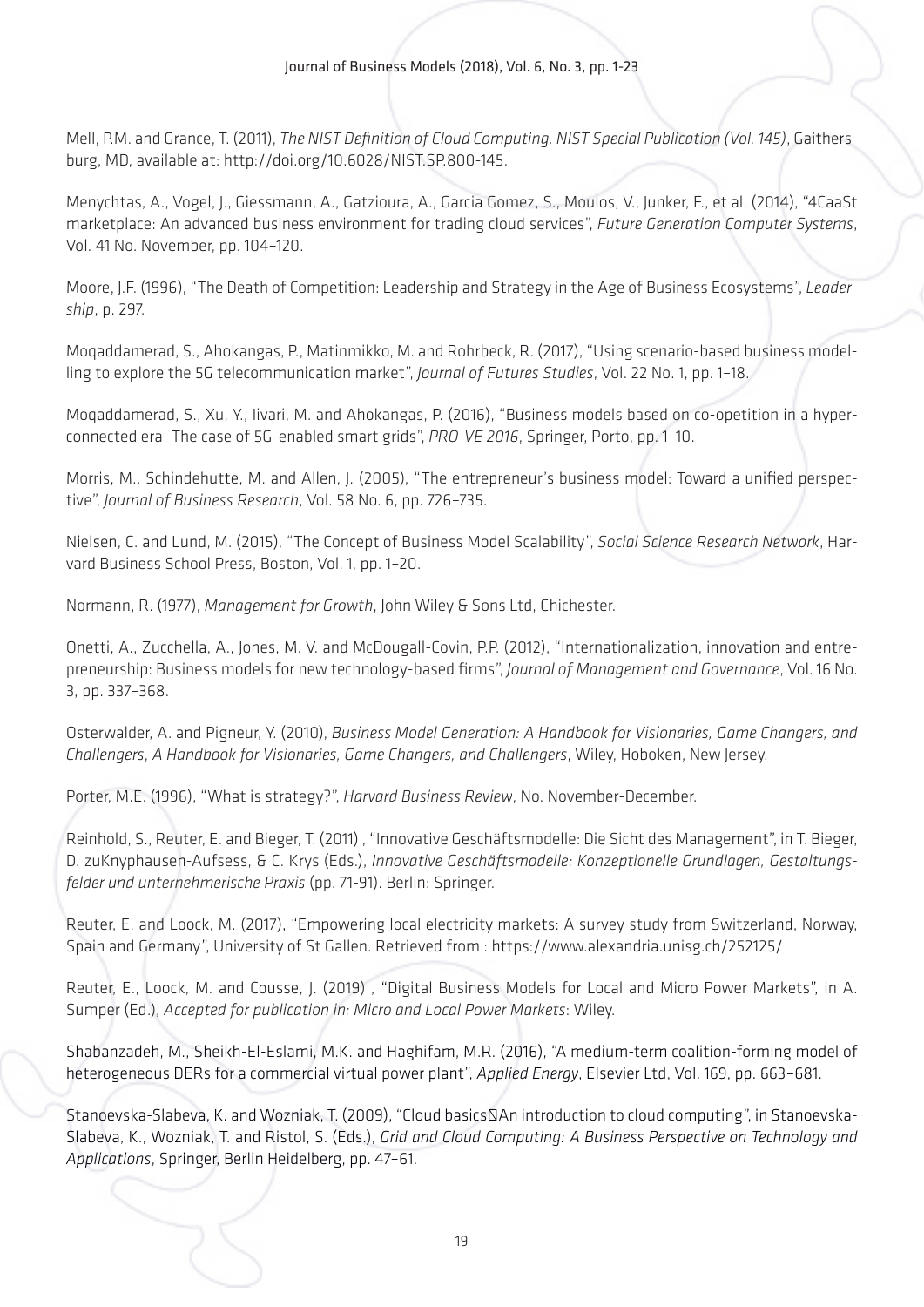Mell, P.M. and Grance, T. (2011), *The NIST Definition of Cloud Computing. NIST Special Publication (Vol. 145)*, Gaithersburg, MD, available at: http://doi.org/10.6028/NIST.SP.800-145.

Menychtas, A., Vogel, J., Giessmann, A., Gatzioura, A., Garcia Gomez, S., Moulos, V., Junker, F., et al. (2014), "4CaaSt marketplace: An advanced business environment for trading cloud services", *Future Generation Computer Systems*, Vol. 41 No. November, pp. 104–120.

Moore, J.F. (1996), "The Death of Competition: Leadership and Strategy in the Age of Business Ecosystems", *Leadership*, p. 297.

Moqaddamerad, S., Ahokangas, P., Matinmikko, M. and Rohrbeck, R. (2017), "Using scenario-based business modelling to explore the 5G telecommunication market", *Journal of Futures Studies*, Vol. 22 No. 1, pp. 1–18.

Moqaddamerad, S., Xu, Y., Iivari, M. and Ahokangas, P. (2016), "Business models based on co-opetition in a hyperconnected era—The case of 5G-enabled smart grids", *PRO-VE 2016*, Springer, Porto, pp. 1–10.

Morris, M., Schindehutte, M. and Allen, J. (2005), "The entrepreneur's business model: Toward a unified perspective", *Journal of Business Research*, Vol. 58 No. 6, pp. 726–735.

Nielsen, C. and Lund, M. (2015), "The Concept of Business Model Scalability", *Social Science Research Network*, Harvard Business School Press, Boston, Vol. 1, pp. 1–20.

Normann, R. (1977), *Management for Growth*, John Wiley & Sons Ltd, Chichester.

Onetti, A., Zucchella, A., Jones, M. V. and McDougall-Covin, P.P. (2012), "Internationalization, innovation and entrepreneurship: Business models for new technology-based firms", *Journal of Management and Governance*, Vol. 16 No. 3, pp. 337–368.

Osterwalder, A. and Pigneur, Y. (2010), *Business Model Generation: A Handbook for Visionaries, Game Changers, and Challengers*, *A Handbook for Visionaries, Game Changers, and Challengers*, Wiley, Hoboken, New Jersey.

Porter, M.E. (1996), "What is strategy?", *Harvard Business Review*, No. November-December.

Reinhold, S., Reuter, E. and Bieger, T. (2011) , "Innovative Geschäftsmodelle: Die Sicht des Management", in T. Bieger, D. zuKnyphausen-Aufsess, & C. Krys (Eds.), *Innovative Geschäftsmodelle: Konzeptionelle Grundlagen, Gestaltungsfelder und unternehmerische Praxis* (pp. 71-91). Berlin: Springer.

Reuter, E. and Loock, M. (2017), "Empowering local electricity markets: A survey study from Switzerland, Norway, Spain and Germany", University of St Gallen. Retrieved from : https://www.alexandria.unisg.ch/252125/

Reuter, E., Loock, M. and Cousse, J. (2019) , "Digital Business Models for Local and Micro Power Markets", in A. Sumper (Ed.), *Accepted for publication in: Micro and Local Power Markets*: Wiley.

Shabanzadeh, M., Sheikh-El-Eslami, M.K. and Haghifam, M.R. (2016), "A medium-term coalition-forming model of heterogeneous DERs for a commercial virtual power plant", *Applied Energy*, Elsevier Ltd, Vol. 169, pp. 663–681.

Stanoevska-Slabeva, K. and Wozniak, T. (2009), "Cloud basics�An introduction to cloud computing", in Stanoevska-Slabeva, K., Wozniak, T. and Ristol, S. (Eds.), *Grid and Cloud Computing: A Business Perspective on Technology and Applications*, Springer, Berlin Heidelberg, pp. 47–61.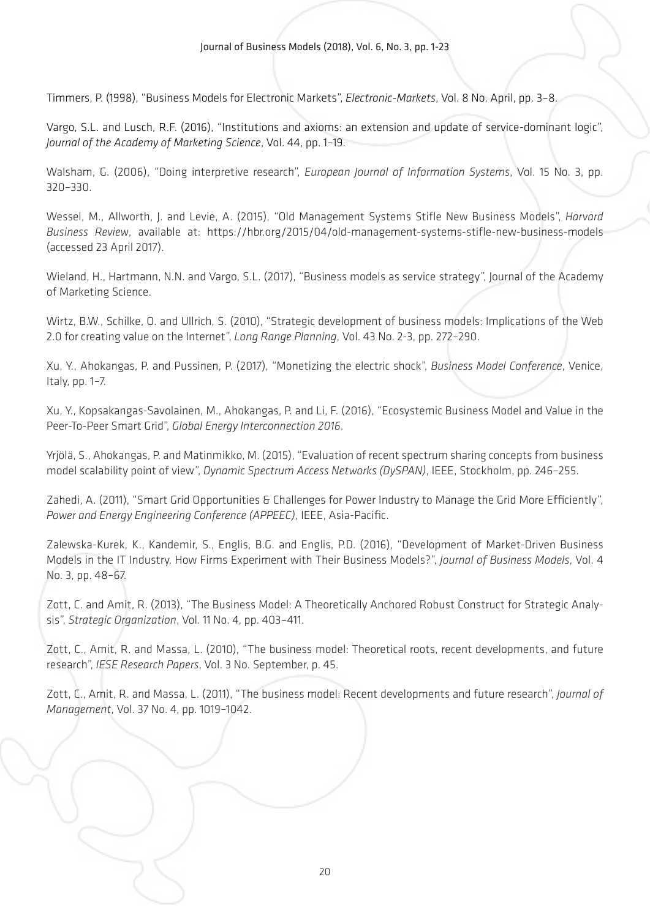Timmers, P. (1998), “Business Models for Electronic Markets”, *Electronic-Markets*, Vol. 8 No. April, pp. 3–8.

Vargo, S.L. and Lusch, R.F. (2016), “Institutions and axioms: an extension and update of service-dominant logic”, *Journal of the Academy of Marketing Science*, Vol. 44, pp. 1–19.

Walsham, G. (2006), “Doing interpretive research”, *European Journal of Information Systems*, Vol. 15 No. 3, pp. 320–330.

Wessel, M., Allworth, J. and Levie, A. (2015), “Old Management Systems Stifle New Business Models”, *Harvard Business Review*, available at: https://hbr.org/2015/04/old-management-systems-stifle-new-business-models (accessed 23 April 2017).

Wieland, H., Hartmann, N.N. and Vargo, S.L. (2017), “Business models as service strategy”, Journal of the Academy of Marketing Science.

Wirtz, B.W., Schilke, O. and Ullrich, S. (2010), “Strategic development of business models: Implications of the Web 2.0 for creating value on the Internet”, *Long Range Planning*, Vol. 43 No. 2-3, pp. 272–290.

Xu, Y., Ahokangas, P. and Pussinen, P. (2017), “Monetizing the electric shock”, *Business Model Conference*, Venice, Italy, pp. 1–7.

Xu, Y., Kopsakangas-Savolainen, M., Ahokangas, P. and Li, F. (2016), “Ecosystemic Business Model and Value in the Peer-To-Peer Smart Grid”, *Global Energy Interconnection 2016*.

Yrjölä, S., Ahokangas, P. and Matinmikko, M. (2015), “Evaluation of recent spectrum sharing concepts from business model scalability point of view”, *Dynamic Spectrum Access Networks (DySPAN)*, IEEE, Stockholm, pp. 246–255.

Zahedi, A. (2011), “Smart Grid Opportunities & Challenges for Power Industry to Manage the Grid More Efficiently”, *Power and Energy Engineering Conference (APPEEC)*, IEEE, Asia-Pacific.

Zalewska-Kurek, K., Kandemir, S., Englis, B.G. and Englis, P.D. (2016), “Development of Market-Driven Business Models in the IT Industry. How Firms Experiment with Their Business Models?”, *Journal of Business Models*, Vol. 4 No. 3, pp. 48–67.

Zott, C. and Amit, R. (2013), “The Business Model: A Theoretically Anchored Robust Construct for Strategic Analysis”, *Strategic Organization*, Vol. 11 No. 4, pp. 403–411.

Zott, C., Amit, R. and Massa, L. (2010), “The business model: Theoretical roots, recent developments, and future research”, *IESE Research Papers*, Vol. 3 No. September, p. 45.

Zott, C., Amit, R. and Massa, L. (2011), “The business model: Recent developments and future research”, *Journal of Management*, Vol. 37 No. 4, pp. 1019–1042.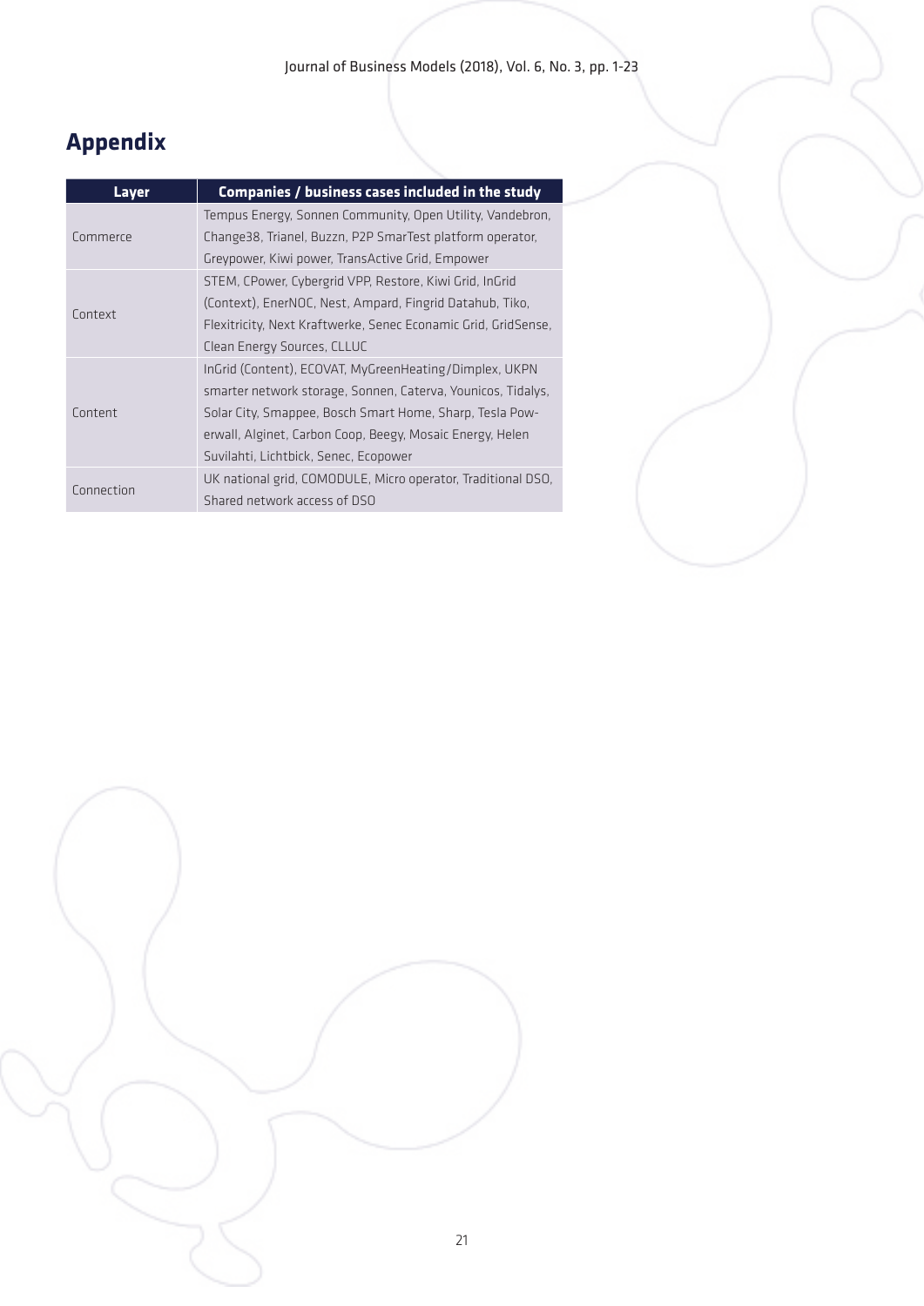## Appendix

| Layer | Companies / business cases included in the study |
|---|---|
| Commerce | Tempus Energy, Sonnen Community, Open Utility, Vandebron, Change38, Trianel, Buzzn, P2P SmarTest platform operator, Greypower, Kiwi power, TransActive Grid, Empower |
| Context | STEM, CPower, Cybergrid VPP, Restore, Kiwi Grid, InGrid (Context), EnerNOC, Nest, Ampard, Fingrid Datahub, Tiko, Flexitricity, Next Kraftwerke, Senec Econamic Grid, GridSense, Clean Energy Sources, CLLUC |
| Content | InGrid (Content), ECOVAT, MyGreenHeating/Dimplex, UKPN smarter network storage, Sonnen, Caterva, Younicos, Tidalys, Solar City, Smappee, Bosch Smart Home, Sharp, Tesla Powerwall, Alginet, Carbon Coop, Beegy, Mosaic Energy, Helen Suvilahti, Lichtbick, Senec, Ecopower |
| Connection | UK national grid, COMODULE, Micro operator, Traditional DSO, Shared network access of DSO |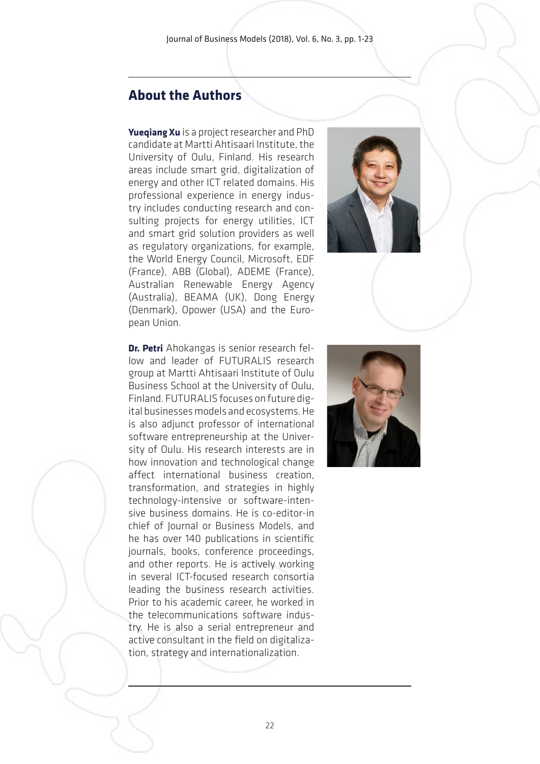## About the Authors

**Yueqiang Xu** is a project researcher and PhD candidate at Martti Ahtisaari Institute, the University of Oulu, Finland. His research areas include smart grid, digitalization of energy and other ICT related domains. His professional experience in energy industry includes conducting research and consulting projects for energy utilities, ICT and smart grid solution providers as well as regulatory organizations, for example, the World Energy Council, Microsoft, EDF (France), ABB (Global), ADEME (France), Australian Renewable Energy Agency (Australia), BEAMA (UK), Dong Energy (Denmark), Opower (USA) and the European Union.

**Dr. Petri** Ahokangas is senior research fellow and leader of FUTURALIS research group at Martti Ahtisaari Institute of Oulu Business School at the University of Oulu, Finland. FUTURALIS focuses on future digital businesses models and ecosystems. He is also adjunct professor of international software entrepreneurship at the University of Oulu. His research interests are in how innovation and technological change affect international business creation, transformation, and strategies in highly technology-intensive or software-intensive business domains. He is co-editor-in chief of Journal or Business Models, and he has over 140 publications in scientific journals, books, conference proceedings, and other reports. He is actively working in several ICT-focused research consortia leading the business research activities. Prior to his academic career, he worked in the telecommunications software industry. He is also a serial entrepreneur and active consultant in the field on digitalization, strategy and internationalization.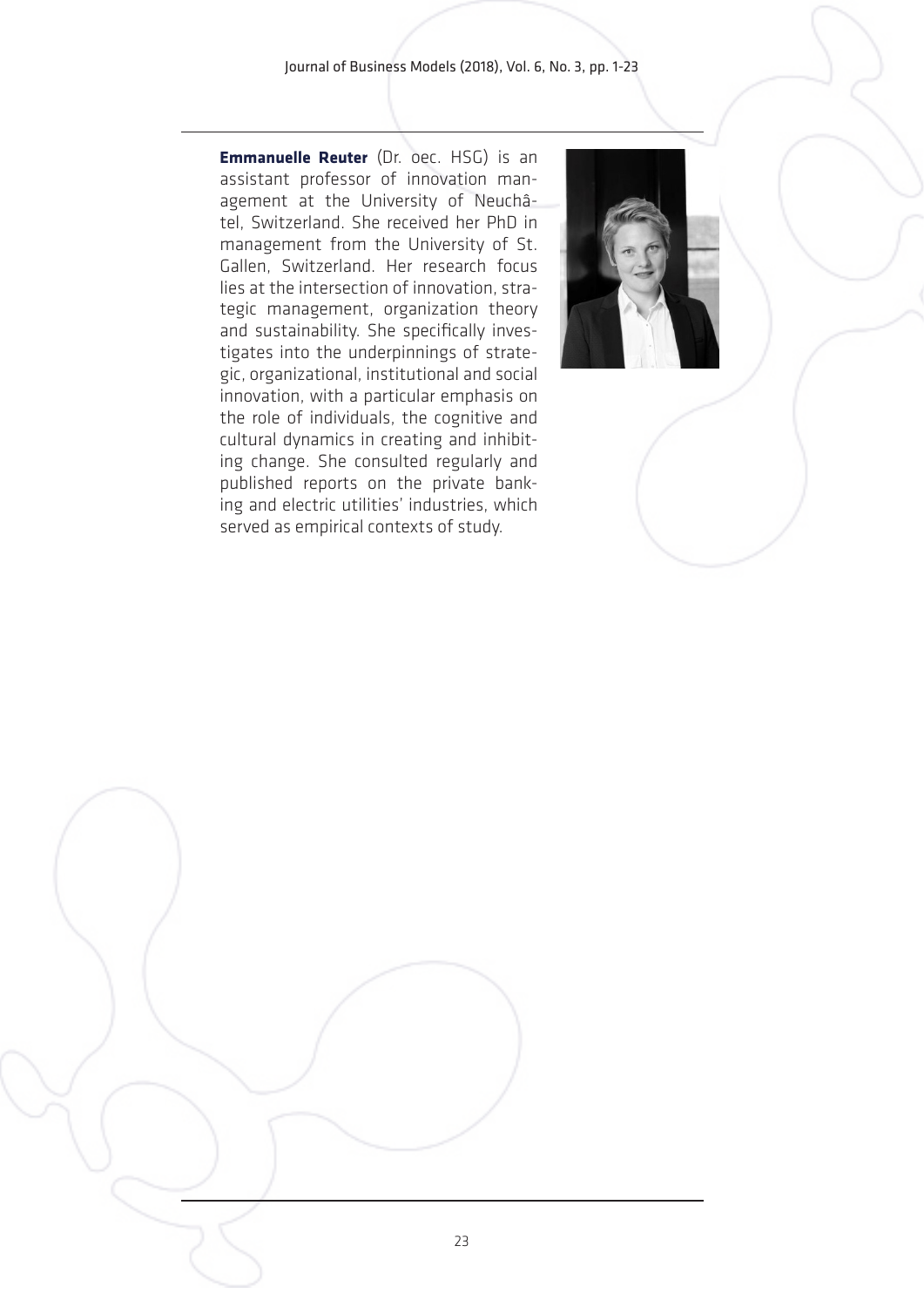**Emmanuelle Reuter** (Dr. oec. HSG) is an assistant professor of innovation management at the University of Neuchâtel, Switzerland. She received her PhD in management from the University of St. Gallen, Switzerland. Her research focus lies at the intersection of innovation, strategic management, organization theory and sustainability. She specifically investigates into the underpinnings of strategic, organizational, institutional and social innovation, with a particular emphasis on the role of individuals, the cognitive and cultural dynamics in creating and inhibiting change. She consulted regularly and published reports on the private banking and electric utilities' industries, which served as empirical contexts of study.